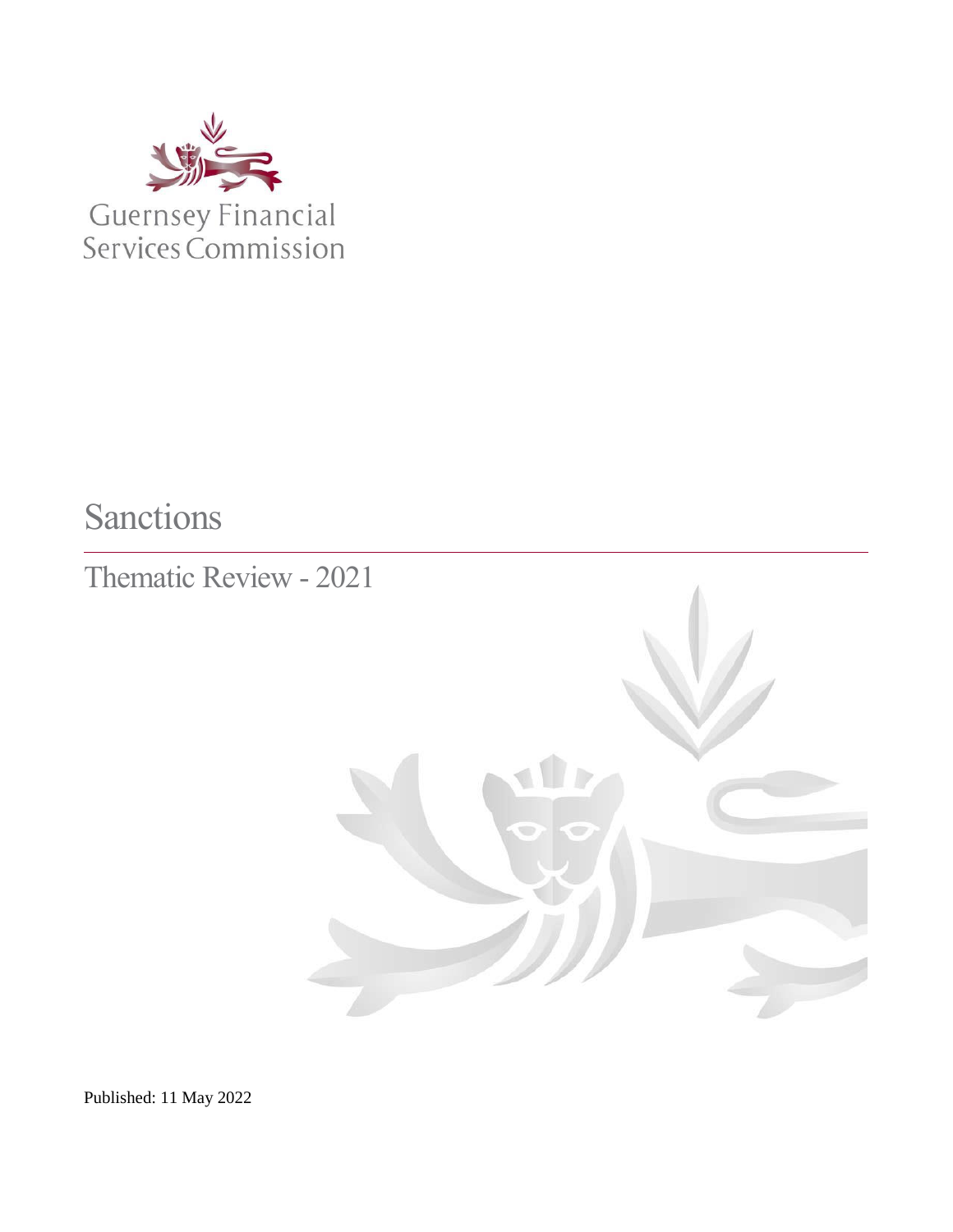Guernsey Financial Services Commission

# Sanctions

## Thematic Review - 2021

Published: 11 May 2022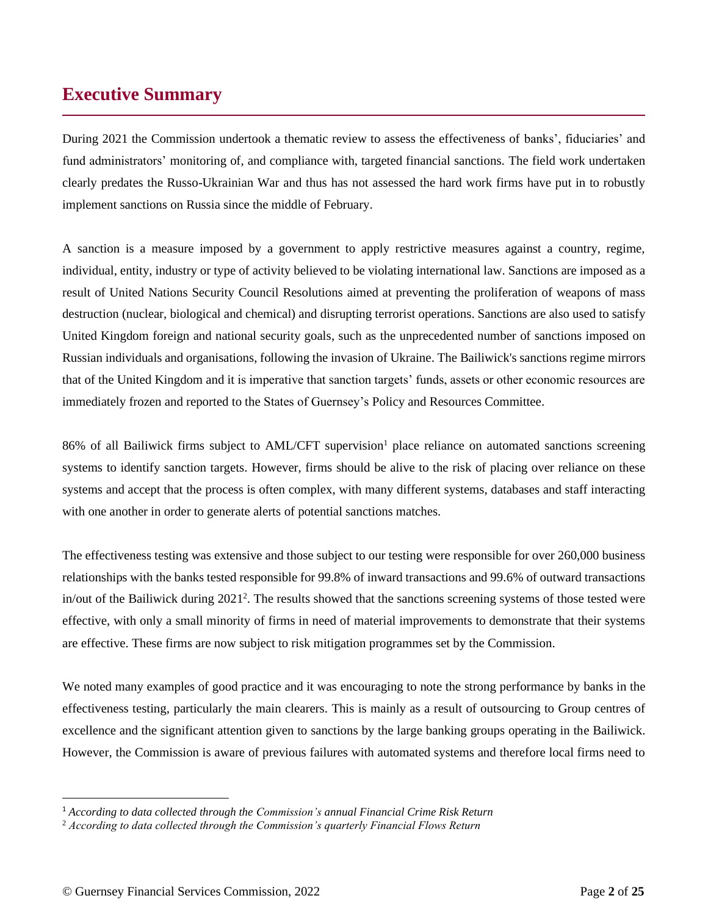# Executive Summary

During 2021 the Commission undertook a thematic review to assess the effectiveness of banks', fiduciaries' and fund administrators' monitoring of, and compliance with, targeted financial sanctions. The field work undertaken clearly predates the Russo-Ukrainian War and thus has not assessed the hard work firms have put in to robustly implement sanctions on Russia since the middle of February.

A sanction is a measure imposed by a government to apply restrictive measures against a country, regime, individual, entity, industry or type of activity believed to be violating international law. Sanctions are imposed as a result of United Nations Security Council Resolutions aimed at preventing the proliferation of weapons of mass destruction (nuclear, biological and chemical) and disrupting terrorist operations. Sanctions are also used to satisfy United Kingdom foreign and national security goals, such as the unprecedented number of sanctions imposed on Russian individuals and organisations, following the invasion of Ukraine. The Bailiwick's sanctions regime mirrors that of the United Kingdom and it is imperative that sanction targets' funds, assets or other economic resources are immediately frozen and reported to the States of Guernsey's Policy and Resources Committee.

86% of all Bailiwick firms subject to AML/CFT supervision[1] place reliance on automated sanctions screening systems to identify sanction targets. However, firms should be alive to the risk of placing over reliance on these systems and accept that the process is often complex, with many different systems, databases and staff interacting with one another in order to generate alerts of potential sanctions matches.

The effectiveness testing was extensive and those subject to our testing were responsible for over 260,000 business relationships with the banks tested responsible for 99.8% of inward transactions and 99.6% of outward transactions in/out of the Bailiwick during 2021[2]. The results showed that the sanctions screening systems of those tested were effective, with only a small minority of firms in need of material improvements to demonstrate that their systems are effective. These firms are now subject to risk mitigation programmes set by the Commission.

We noted many examples of good practice and it was encouraging to note the strong performance by banks in the effectiveness testing, particularly the main clearers. This is mainly as a result of outsourcing to Group centres of excellence and the significant attention given to sanctions by the large banking groups operating in the Bailiwick. However, the Commission is aware of previous failures with automated systems and therefore local firms need to

---

[1] *According to data collected through the Commission's annual Financial Crime Risk Return*

[2] *According to data collected through the Commission's quarterly Financial Flows Return*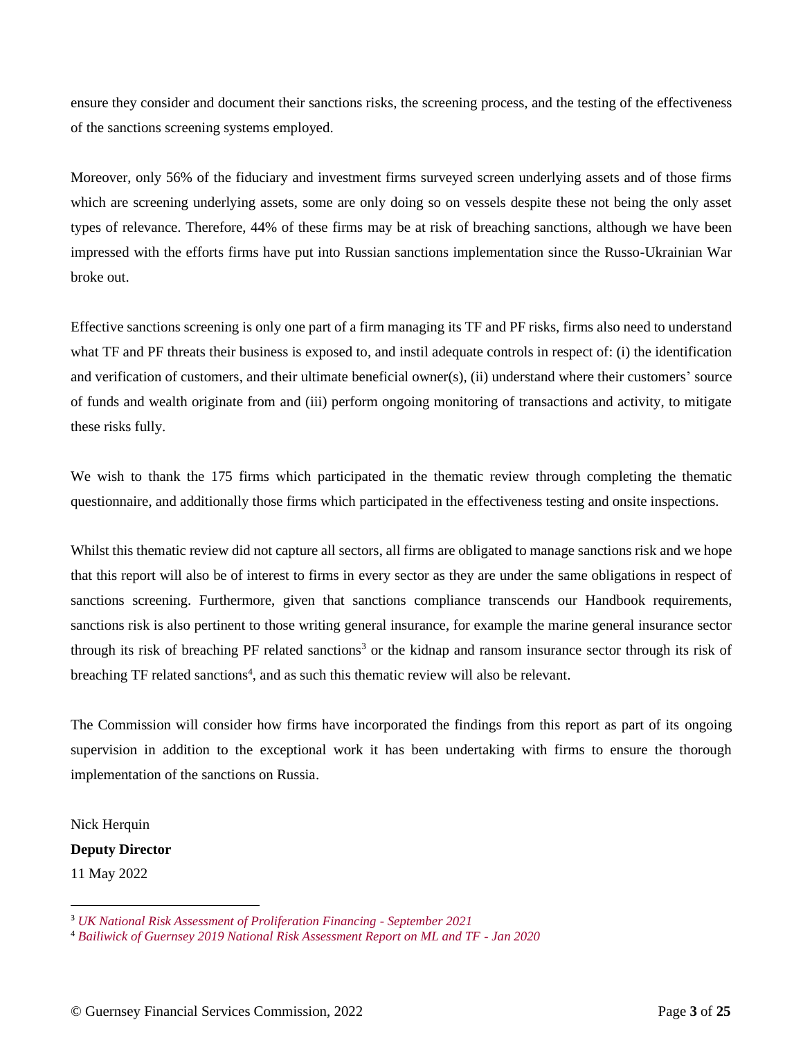ensure they consider and document their sanctions risks, the screening process, and the testing of the effectiveness of the sanctions screening systems employed.

Moreover, only 56% of the fiduciary and investment firms surveyed screen underlying assets and of those firms which are screening underlying assets, some are only doing so on vessels despite these not being the only asset types of relevance. Therefore, 44% of these firms may be at risk of breaching sanctions, although we have been impressed with the efforts firms have put into Russian sanctions implementation since the Russo-Ukrainian War broke out.

Effective sanctions screening is only one part of a firm managing its TF and PF risks, firms also need to understand what TF and PF threats their business is exposed to, and instil adequate controls in respect of: (i) the identification and verification of customers, and their ultimate beneficial owner(s), (ii) understand where their customers' source of funds and wealth originate from and (iii) perform ongoing monitoring of transactions and activity, to mitigate these risks fully.

We wish to thank the 175 firms which participated in the thematic review through completing the thematic questionnaire, and additionally those firms which participated in the effectiveness testing and onsite inspections.

Whilst this thematic review did not capture all sectors, all firms are obligated to manage sanctions risk and we hope that this report will also be of interest to firms in every sector as they are under the same obligations in respect of sanctions screening. Furthermore, given that sanctions compliance transcends our Handbook requirements, sanctions risk is also pertinent to those writing general insurance, for example the marine general insurance sector through its risk of breaching PF related sanctions[3] or the kidnap and ransom insurance sector through its risk of breaching TF related sanctions[4], and as such this thematic review will also be relevant.

The Commission will consider how firms have incorporated the findings from this report as part of its ongoing supervision in addition to the exceptional work it has been undertaking with firms to ensure the thorough implementation of the sanctions on Russia.

Nick Herquin
**Deputy Director**
11 May 2022

---

[3] *UK National Risk Assessment of Proliferation Financing - September 2021*
[4] *Bailiwick of Guernsey 2019 National Risk Assessment Report on ML and TF - Jan 2020*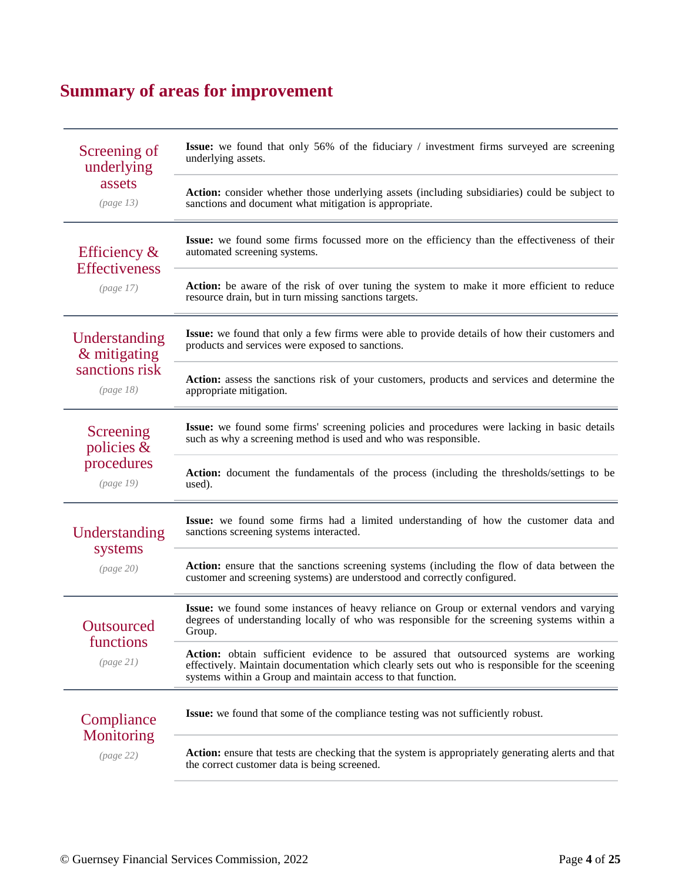## Summary of areas for improvement

| Area | Issue / Action |
|---|---|
| Screening of underlying assets *(page 13)* | **Issue:** we found that only 56% of the fiduciary / investment firms surveyed are screening underlying assets. |
| | **Action:** consider whether those underlying assets (including subsidiaries) could be subject to sanctions and document what mitigation is appropriate. |
| Efficiency & Effectiveness *(page 17)* | **Issue:** we found some firms focussed more on the efficiency than the effectiveness of their automated screening systems. |
| | **Action:** be aware of the risk of over tuning the system to make it more efficient to reduce resource drain, but in turn missing sanctions targets. |
| Understanding & mitigating sanctions risk *(page 18)* | **Issue:** we found that only a few firms were able to provide details of how their customers and products and services were exposed to sanctions. |
| | **Action:** assess the sanctions risk of your customers, products and services and determine the appropriate mitigation. |
| Screening policies & procedures *(page 19)* | **Issue:** we found some firms' screening policies and procedures were lacking in basic details such as why a screening method is used and who was responsible. |
| | **Action:** document the fundamentals of the process (including the thresholds/settings to be used). |
| Understanding systems *(page 20)* | **Issue:** we found some firms had a limited understanding of how the customer data and sanctions screening systems interacted. |
| | **Action:** ensure that the sanctions screening systems (including the flow of data between the customer and screening systems) are understood and correctly configured. |
| Outsourced functions *(page 21)* | **Issue:** we found some instances of heavy reliance on Group or external vendors and varying degrees of understanding locally of who was responsible for the screening systems within a Group. |
| | **Action:** obtain sufficient evidence to be assured that outsourced systems are working effectively. Maintain documentation which clearly sets out who is responsible for the sceening systems within a Group and maintain access to that function. |
| Compliance Monitoring *(page 22)* | **Issue:** we found that some of the compliance testing was not sufficiently robust. |
| | **Action:** ensure that tests are checking that the system is appropriately generating alerts and that the correct customer data is being screened. |

© Guernsey Financial Services Commission, 2022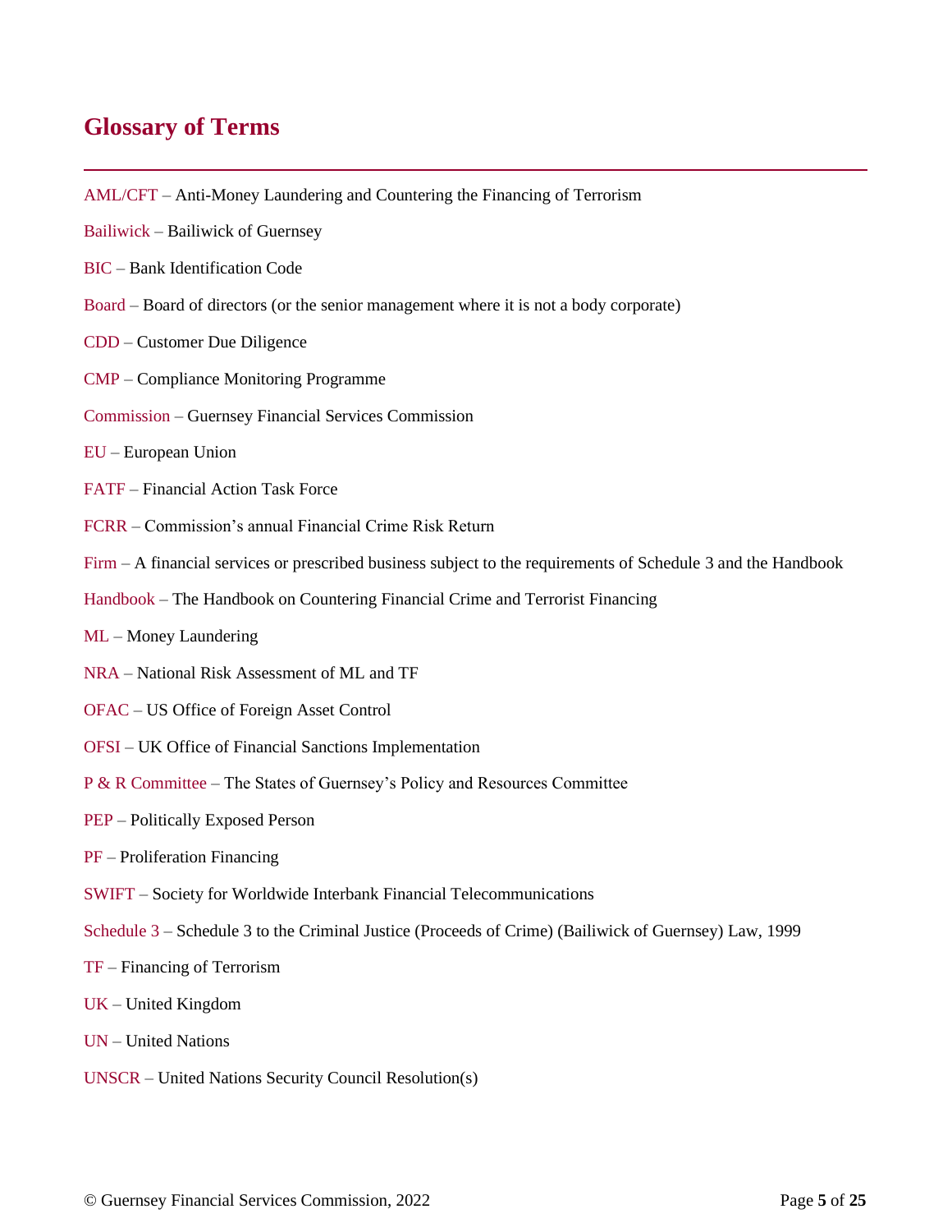# Glossary of Terms

AML/CFT – Anti-Money Laundering and Countering the Financing of Terrorism

Bailiwick – Bailiwick of Guernsey

BIC – Bank Identification Code

Board – Board of directors (or the senior management where it is not a body corporate)

CDD – Customer Due Diligence

CMP – Compliance Monitoring Programme

Commission – Guernsey Financial Services Commission

EU – European Union

FATF – Financial Action Task Force

FCRR – Commission's annual Financial Crime Risk Return

Firm – A financial services or prescribed business subject to the requirements of Schedule 3 and the Handbook

Handbook – The Handbook on Countering Financial Crime and Terrorist Financing

ML – Money Laundering

NRA – National Risk Assessment of ML and TF

OFAC – US Office of Foreign Asset Control

OFSI – UK Office of Financial Sanctions Implementation

P & R Committee – The States of Guernsey's Policy and Resources Committee

PEP – Politically Exposed Person

PF – Proliferation Financing

SWIFT – Society for Worldwide Interbank Financial Telecommunications

Schedule 3 – Schedule 3 to the Criminal Justice (Proceeds of Crime) (Bailiwick of Guernsey) Law, 1999

TF – Financing of Terrorism

UK – United Kingdom

UN – United Nations

UNSCR – United Nations Security Council Resolution(s)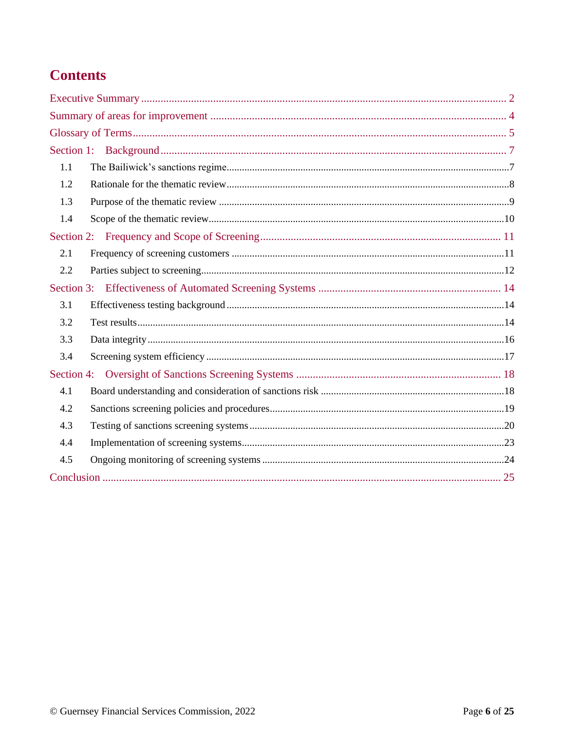# Contents

Executive Summary ..... 2

Summary of areas for improvement ..... 4

Glossary of Terms ..... 5

Section 1: Background ..... 7

- 1.1 The Bailiwick's sanctions regime ..... 7
- 1.2 Rationale for the thematic review ..... 8
- 1.3 Purpose of the thematic review ..... 9
- 1.4 Scope of the thematic review ..... 10

Section 2: Frequency and Scope of Screening ..... 11

- 2.1 Frequency of screening customers ..... 11
- 2.2 Parties subject to screening ..... 12

Section 3: Effectiveness of Automated Screening Systems ..... 14

- 3.1 Effectiveness testing background ..... 14
- 3.2 Test results ..... 14
- 3.3 Data integrity ..... 16
- 3.4 Screening system efficiency ..... 17

Section 4: Oversight of Sanctions Screening Systems ..... 18

- 4.1 Board understanding and consideration of sanctions risk ..... 18
- 4.2 Sanctions screening policies and procedures ..... 19
- 4.3 Testing of sanctions screening systems ..... 20
- 4.4 Implementation of screening systems ..... 23
- 4.5 Ongoing monitoring of screening systems ..... 24

Conclusion ..... 25

© Guernsey Financial Services Commission, 2022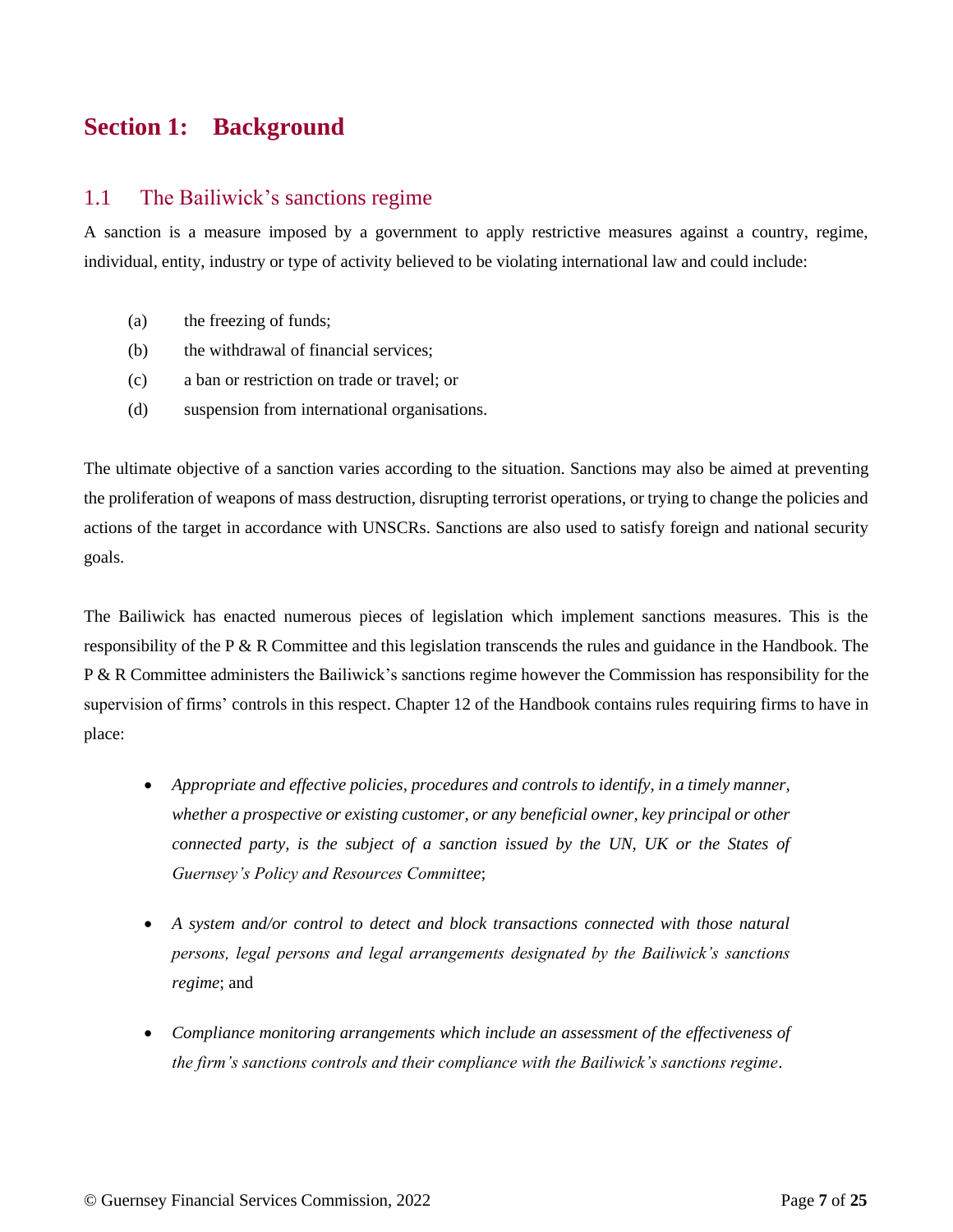# Section 1: Background

## 1.1 The Bailiwick's sanctions regime

A sanction is a measure imposed by a government to apply restrictive measures against a country, regime, individual, entity, industry or type of activity believed to be violating international law and could include:

(a) the freezing of funds;

(b) the withdrawal of financial services;

(c) a ban or restriction on trade or travel; or

(d) suspension from international organisations.

The ultimate objective of a sanction varies according to the situation. Sanctions may also be aimed at preventing the proliferation of weapons of mass destruction, disrupting terrorist operations, or trying to change the policies and actions of the target in accordance with UNSCRs. Sanctions are also used to satisfy foreign and national security goals.

The Bailiwick has enacted numerous pieces of legislation which implement sanctions measures. This is the responsibility of the P & R Committee and this legislation transcends the rules and guidance in the Handbook. The P & R Committee administers the Bailiwick's sanctions regime however the Commission has responsibility for the supervision of firms' controls in this respect. Chapter 12 of the Handbook contains rules requiring firms to have in place:

- *Appropriate and effective policies, procedures and controls to identify, in a timely manner, whether a prospective or existing customer, or any beneficial owner, key principal or other connected party, is the subject of a sanction issued by the UN, UK or the States of Guernsey's Policy and Resources Committee*;

- *A system and/or control to detect and block transactions connected with those natural persons, legal persons and legal arrangements designated by the Bailiwick's sanctions regime*; and

- *Compliance monitoring arrangements which include an assessment of the effectiveness of the firm's sanctions controls and their compliance with the Bailiwick's sanctions regime*.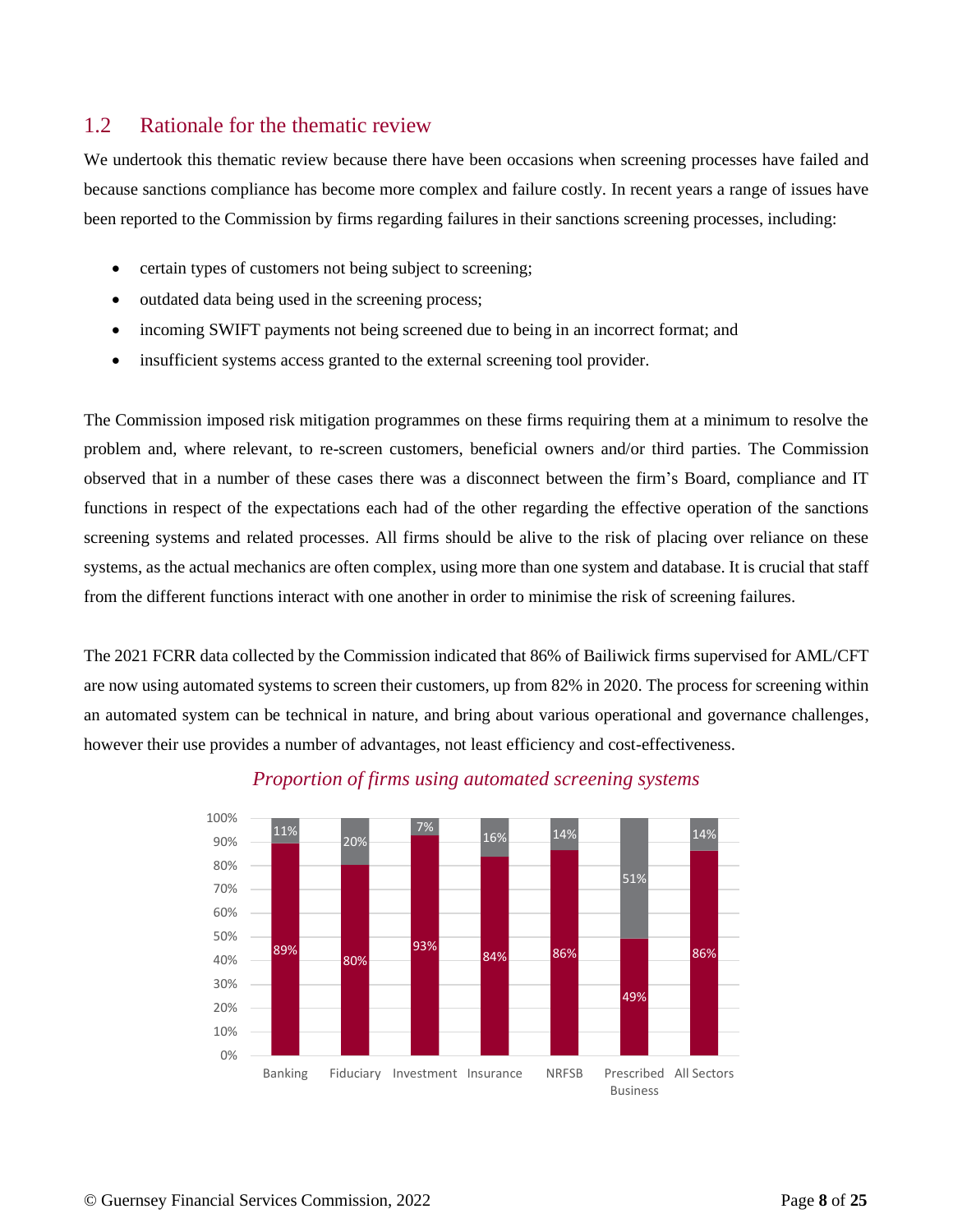## 1.2 Rationale for the thematic review

We undertook this thematic review because there have been occasions when screening processes have failed and because sanctions compliance has become more complex and failure costly. In recent years a range of issues have been reported to the Commission by firms regarding failures in their sanctions screening processes, including:

- certain types of customers not being subject to screening;
- outdated data being used in the screening process;
- incoming SWIFT payments not being screened due to being in an incorrect format; and
- insufficient systems access granted to the external screening tool provider.

The Commission imposed risk mitigation programmes on these firms requiring them at a minimum to resolve the problem and, where relevant, to re-screen customers, beneficial owners and/or third parties. The Commission observed that in a number of these cases there was a disconnect between the firm's Board, compliance and IT functions in respect of the expectations each had of the other regarding the effective operation of the sanctions screening systems and related processes. All firms should be alive to the risk of placing over reliance on these systems, as the actual mechanics are often complex, using more than one system and database. It is crucial that staff from the different functions interact with one another in order to minimise the risk of screening failures.

The 2021 FCRR data collected by the Commission indicated that 86% of Bailiwick firms supervised for AML/CFT are now using automated systems to screen their customers, up from 82% in 2020. The process for screening within an automated system can be technical in nature, and bring about various operational and governance challenges, however their use provides a number of advantages, not least efficiency and cost-effectiveness.

*Proportion of firms using automated screening systems*

| Sector | Using automated screening | Not using automated screening |
|---|---|---|
| Banking | 89% | 11% |
| Fiduciary | 80% | 20% |
| Investment | 93% | 7% |
| Insurance | 84% | 16% |
| NRFSB | 86% | 14% |
| Prescribed Business | 49% | 51% |
| All Sectors | 86% | 14% |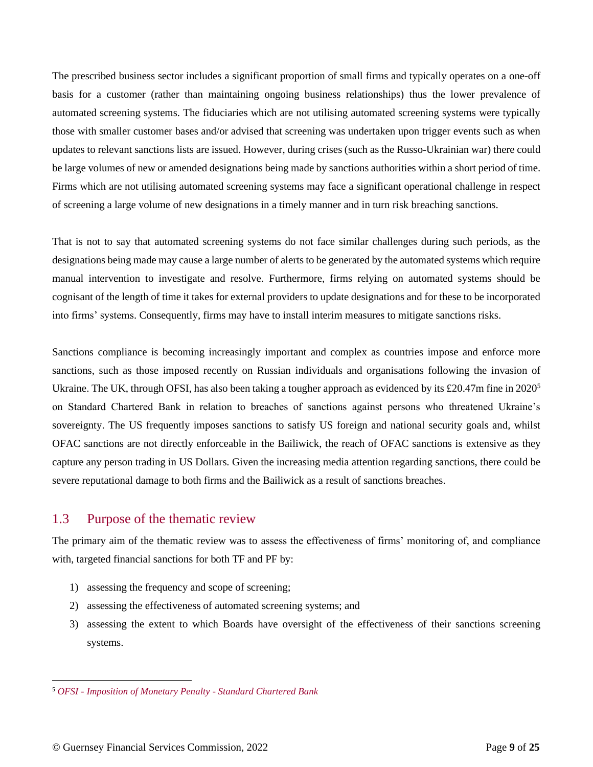The prescribed business sector includes a significant proportion of small firms and typically operates on a one-off basis for a customer (rather than maintaining ongoing business relationships) thus the lower prevalence of automated screening systems. The fiduciaries which are not utilising automated screening systems were typically those with smaller customer bases and/or advised that screening was undertaken upon trigger events such as when updates to relevant sanctions lists are issued. However, during crises (such as the Russo-Ukrainian war) there could be large volumes of new or amended designations being made by sanctions authorities within a short period of time. Firms which are not utilising automated screening systems may face a significant operational challenge in respect of screening a large volume of new designations in a timely manner and in turn risk breaching sanctions.

That is not to say that automated screening systems do not face similar challenges during such periods, as the designations being made may cause a large number of alerts to be generated by the automated systems which require manual intervention to investigate and resolve. Furthermore, firms relying on automated systems should be cognisant of the length of time it takes for external providers to update designations and for these to be incorporated into firms' systems. Consequently, firms may have to install interim measures to mitigate sanctions risks.

Sanctions compliance is becoming increasingly important and complex as countries impose and enforce more sanctions, such as those imposed recently on Russian individuals and organisations following the invasion of Ukraine. The UK, through OFSI, has also been taking a tougher approach as evidenced by its £20.47m fine in 2020[5] on Standard Chartered Bank in relation to breaches of sanctions against persons who threatened Ukraine's sovereignty. The US frequently imposes sanctions to satisfy US foreign and national security goals and, whilst OFAC sanctions are not directly enforceable in the Bailiwick, the reach of OFAC sanctions is extensive as they capture any person trading in US Dollars. Given the increasing media attention regarding sanctions, there could be severe reputational damage to both firms and the Bailiwick as a result of sanctions breaches.

## 1.3 Purpose of the thematic review

The primary aim of the thematic review was to assess the effectiveness of firms' monitoring of, and compliance with, targeted financial sanctions for both TF and PF by:

1) assessing the frequency and scope of screening;
2) assessing the effectiveness of automated screening systems; and
3) assessing the extent to which Boards have oversight of the effectiveness of their sanctions screening systems.

---

[5] *OFSI - Imposition of Monetary Penalty - Standard Chartered Bank*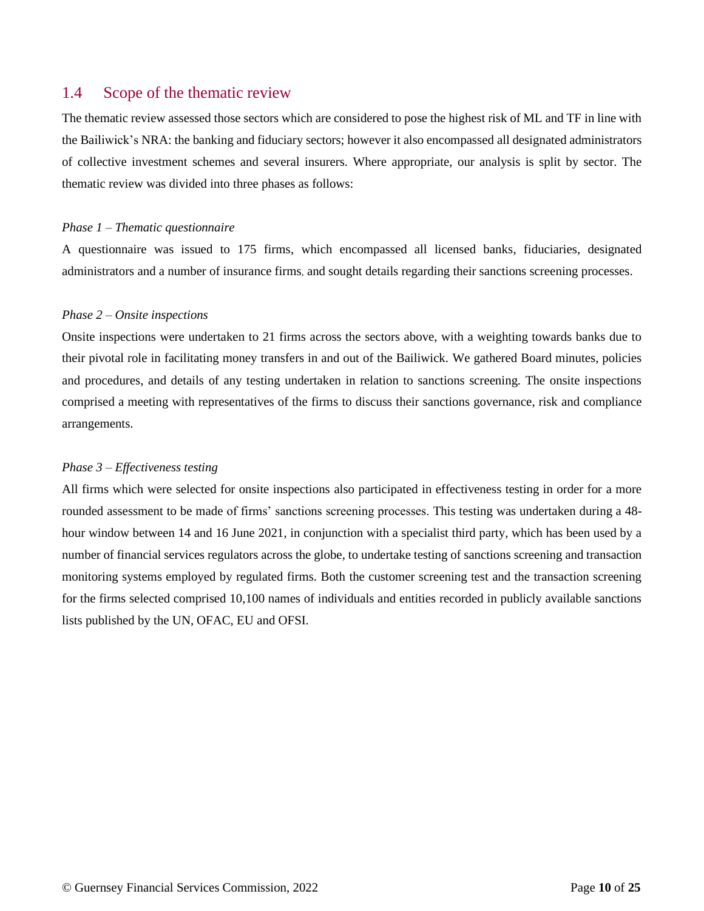## 1.4 Scope of the thematic review

The thematic review assessed those sectors which are considered to pose the highest risk of ML and TF in line with the Bailiwick's NRA: the banking and fiduciary sectors; however it also encompassed all designated administrators of collective investment schemes and several insurers. Where appropriate, our analysis is split by sector. The thematic review was divided into three phases as follows:

*Phase 1 – Thematic questionnaire*

A questionnaire was issued to 175 firms, which encompassed all licensed banks, fiduciaries, designated administrators and a number of insurance firms, and sought details regarding their sanctions screening processes.

*Phase 2 – Onsite inspections*

Onsite inspections were undertaken to 21 firms across the sectors above, with a weighting towards banks due to their pivotal role in facilitating money transfers in and out of the Bailiwick. We gathered Board minutes, policies and procedures, and details of any testing undertaken in relation to sanctions screening. The onsite inspections comprised a meeting with representatives of the firms to discuss their sanctions governance, risk and compliance arrangements.

*Phase 3 – Effectiveness testing*

All firms which were selected for onsite inspections also participated in effectiveness testing in order for a more rounded assessment to be made of firms' sanctions screening processes. This testing was undertaken during a 48-hour window between 14 and 16 June 2021, in conjunction with a specialist third party, which has been used by a number of financial services regulators across the globe, to undertake testing of sanctions screening and transaction monitoring systems employed by regulated firms. Both the customer screening test and the transaction screening for the firms selected comprised 10,100 names of individuals and entities recorded in publicly available sanctions lists published by the UN, OFAC, EU and OFSI.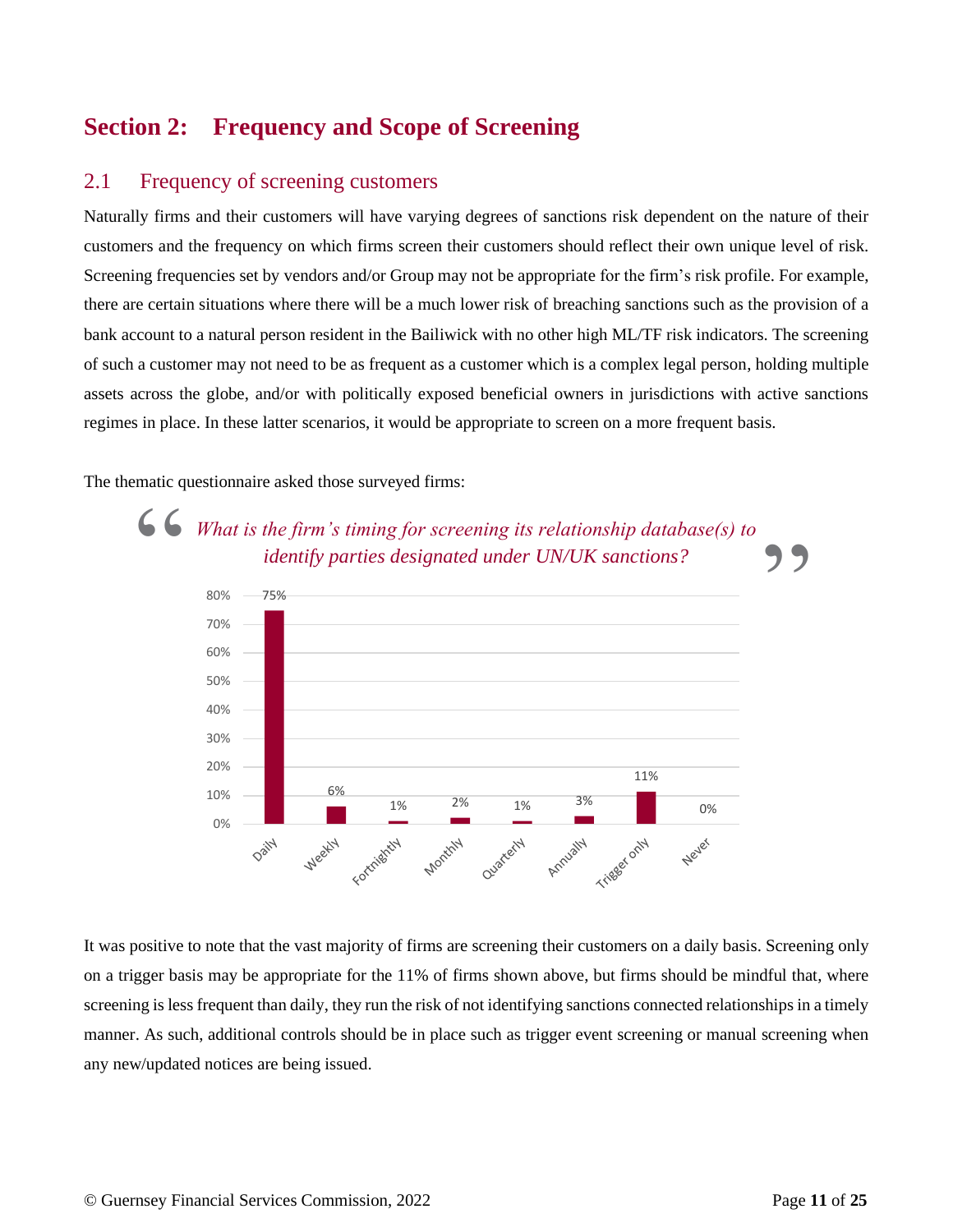# Section 2: Frequency and Scope of Screening

## 2.1 Frequency of screening customers

Naturally firms and their customers will have varying degrees of sanctions risk dependent on the nature of their customers and the frequency on which firms screen their customers should reflect their own unique level of risk. Screening frequencies set by vendors and/or Group may not be appropriate for the firm's risk profile. For example, there are certain situations where there will be a much lower risk of breaching sanctions such as the provision of a bank account to a natural person resident in the Bailiwick with no other high ML/TF risk indicators. The screening of such a customer may not need to be as frequent as a customer which is a complex legal person, holding multiple assets across the globe, and/or with politically exposed beneficial owners in jurisdictions with active sanctions regimes in place. In these latter scenarios, it would be appropriate to screen on a more frequent basis.

The thematic questionnaire asked those surveyed firms:

> *What is the firm's timing for screening its relationship database(s) to identify parties designated under UN/UK sanctions?*

| Daily | Weekly | Fortnightly | Monthly | Quarterly | Annually | Trigger only | Never |
|---|---|---|---|---|---|---|---|
| 75% | 6% | 1% | 2% | 1% | 3% | 11% | 0% |

It was positive to note that the vast majority of firms are screening their customers on a daily basis. Screening only on a trigger basis may be appropriate for the 11% of firms shown above, but firms should be mindful that, where screening is less frequent than daily, they run the risk of not identifying sanctions connected relationships in a timely manner. As such, additional controls should be in place such as trigger event screening or manual screening when any new/updated notices are being issued.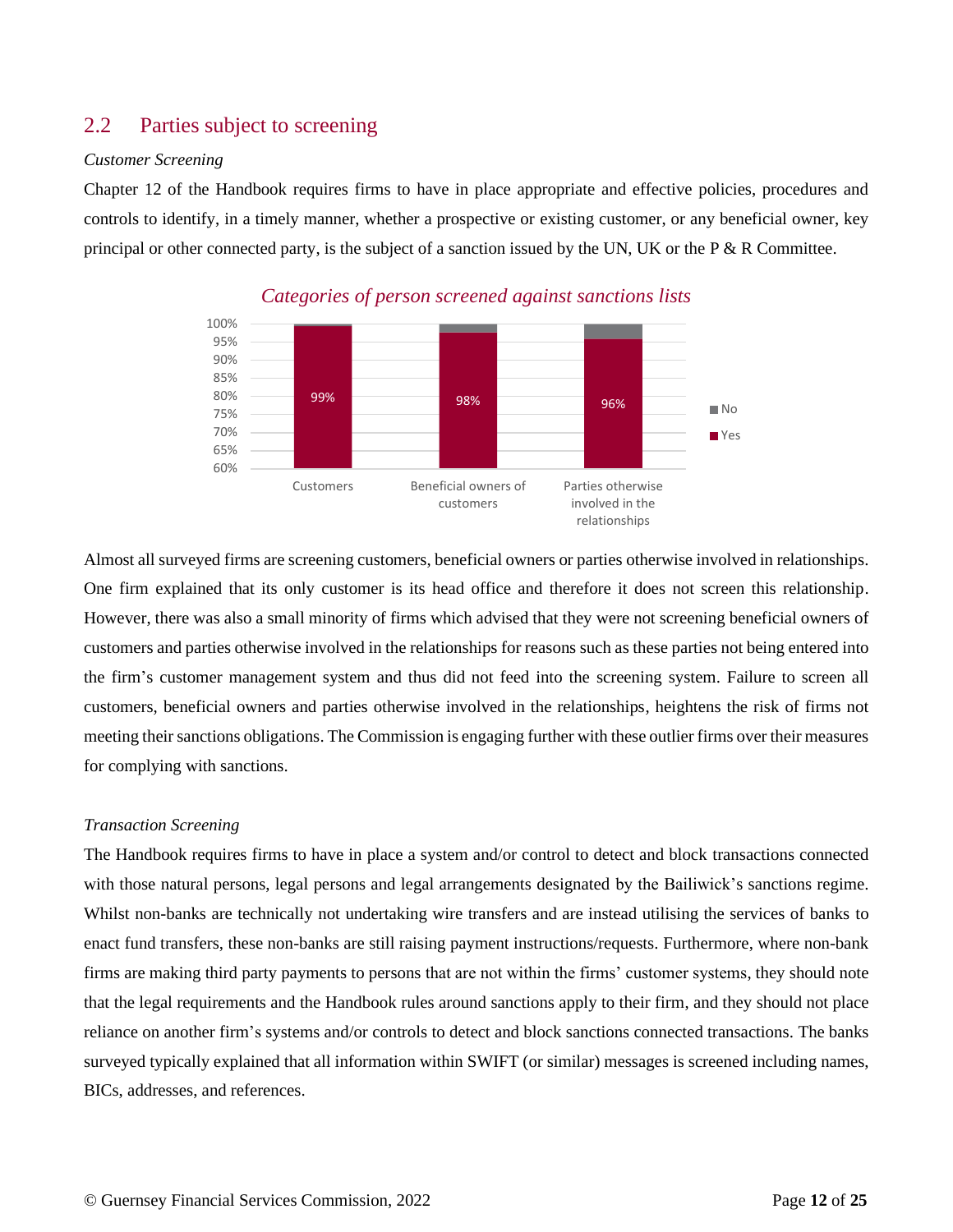## 2.2 Parties subject to screening

*Customer Screening*

Chapter 12 of the Handbook requires firms to have in place appropriate and effective policies, procedures and controls to identify, in a timely manner, whether a prospective or existing customer, or any beneficial owner, key principal or other connected party, is the subject of a sanction issued by the UN, UK or the P & R Committee.

*Categories of person screened against sanctions lists*

| | Yes | No |
|---|---|---|
| Customers | 99% | |
| Beneficial owners of customers | 98% | |
| Parties otherwise involved in the relationships | 96% | |

Almost all surveyed firms are screening customers, beneficial owners or parties otherwise involved in relationships. One firm explained that its only customer is its head office and therefore it does not screen this relationship. However, there was also a small minority of firms which advised that they were not screening beneficial owners of customers and parties otherwise involved in the relationships for reasons such as these parties not being entered into the firm's customer management system and thus did not feed into the screening system. Failure to screen all customers, beneficial owners and parties otherwise involved in the relationships, heightens the risk of firms not meeting their sanctions obligations. The Commission is engaging further with these outlier firms over their measures for complying with sanctions.

*Transaction Screening*

The Handbook requires firms to have in place a system and/or control to detect and block transactions connected with those natural persons, legal persons and legal arrangements designated by the Bailiwick's sanctions regime. Whilst non-banks are technically not undertaking wire transfers and are instead utilising the services of banks to enact fund transfers, these non-banks are still raising payment instructions/requests. Furthermore, where non-bank firms are making third party payments to persons that are not within the firms' customer systems, they should note that the legal requirements and the Handbook rules around sanctions apply to their firm, and they should not place reliance on another firm's systems and/or controls to detect and block sanctions connected transactions. The banks surveyed typically explained that all information within SWIFT (or similar) messages is screened including names, BICs, addresses, and references.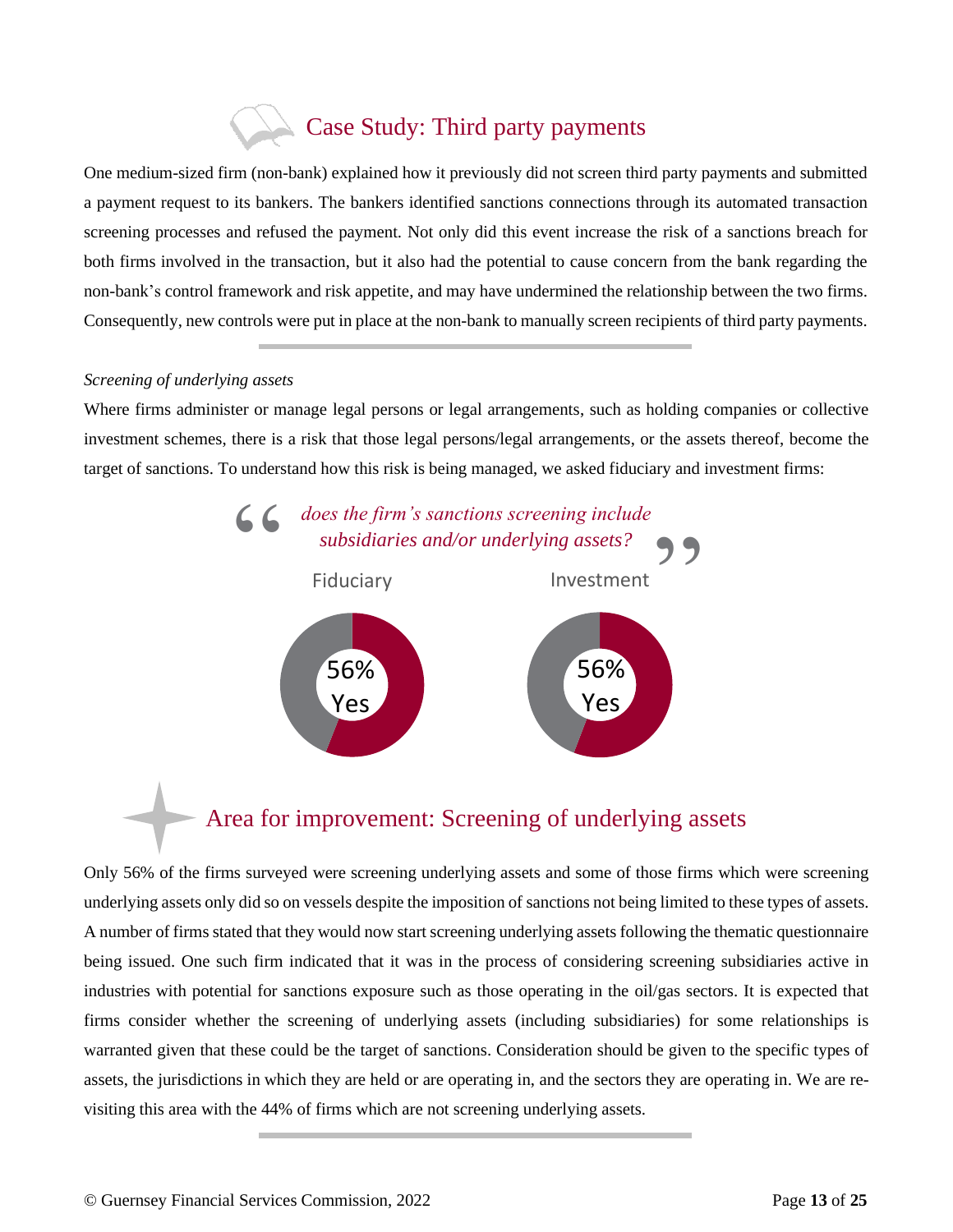## Case Study: Third party payments

One medium-sized firm (non-bank) explained how it previously did not screen third party payments and submitted a payment request to its bankers. The bankers identified sanctions connections through its automated transaction screening processes and refused the payment. Not only did this event increase the risk of a sanctions breach for both firms involved in the transaction, but it also had the potential to cause concern from the bank regarding the non-bank's control framework and risk appetite, and may have undermined the relationship between the two firms. Consequently, new controls were put in place at the non-bank to manually screen recipients of third party payments.

*Screening of underlying assets*

Where firms administer or manage legal persons or legal arrangements, such as holding companies or collective investment schemes, there is a risk that those legal persons/legal arrangements, or the assets thereof, become the target of sanctions. To understand how this risk is being managed, we asked fiduciary and investment firms:

> *does the firm's sanctions screening include subsidiaries and/or underlying assets?*

Fiduciary: 56% Yes

Investment: 56% Yes

## Area for improvement: Screening of underlying assets

Only 56% of the firms surveyed were screening underlying assets and some of those firms which were screening underlying assets only did so on vessels despite the imposition of sanctions not being limited to these types of assets. A number of firms stated that they would now start screening underlying assets following the thematic questionnaire being issued. One such firm indicated that it was in the process of considering screening subsidiaries active in industries with potential for sanctions exposure such as those operating in the oil/gas sectors. It is expected that firms consider whether the screening of underlying assets (including subsidiaries) for some relationships is warranted given that these could be the target of sanctions. Consideration should be given to the specific types of assets, the jurisdictions in which they are held or are operating in, and the sectors they are operating in. We are re-visiting this area with the 44% of firms which are not screening underlying assets.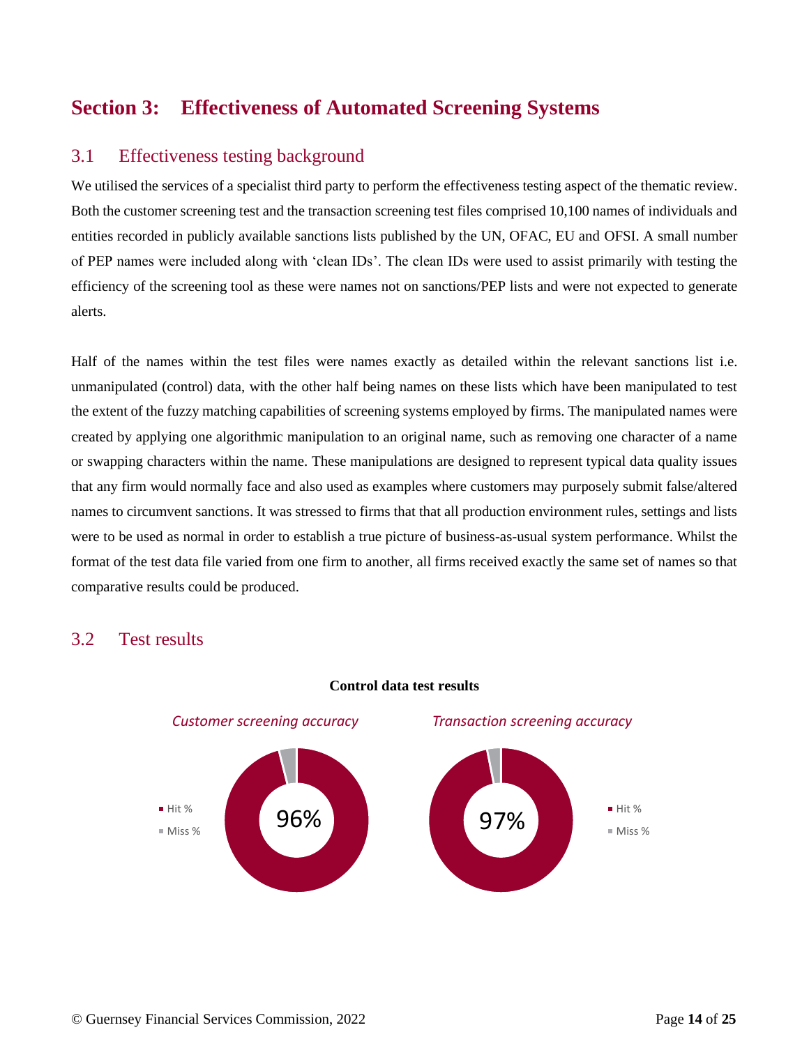## Section 3: Effectiveness of Automated Screening Systems

### 3.1 Effectiveness testing background

We utilised the services of a specialist third party to perform the effectiveness testing aspect of the thematic review. Both the customer screening test and the transaction screening test files comprised 10,100 names of individuals and entities recorded in publicly available sanctions lists published by the UN, OFAC, EU and OFSI. A small number of PEP names were included along with 'clean IDs'. The clean IDs were used to assist primarily with testing the efficiency of the screening tool as these were names not on sanctions/PEP lists and were not expected to generate alerts.

Half of the names within the test files were names exactly as detailed within the relevant sanctions list i.e. unmanipulated (control) data, with the other half being names on these lists which have been manipulated to test the extent of the fuzzy matching capabilities of screening systems employed by firms. The manipulated names were created by applying one algorithmic manipulation to an original name, such as removing one character of a name or swapping characters within the name. These manipulations are designed to represent typical data quality issues that any firm would normally face and also used as examples where customers may purposely submit false/altered names to circumvent sanctions. It was stressed to firms that that all production environment rules, settings and lists were to be used as normal in order to establish a true picture of business-as-usual system performance. Whilst the format of the test data file varied from one firm to another, all firms received exactly the same set of names so that comparative results could be produced.

### 3.2 Test results

**Control data test results**

*Customer screening accuracy*

- Hit %
- Miss %

96%

*Transaction screening accuracy*

- Hit %
- Miss %

97%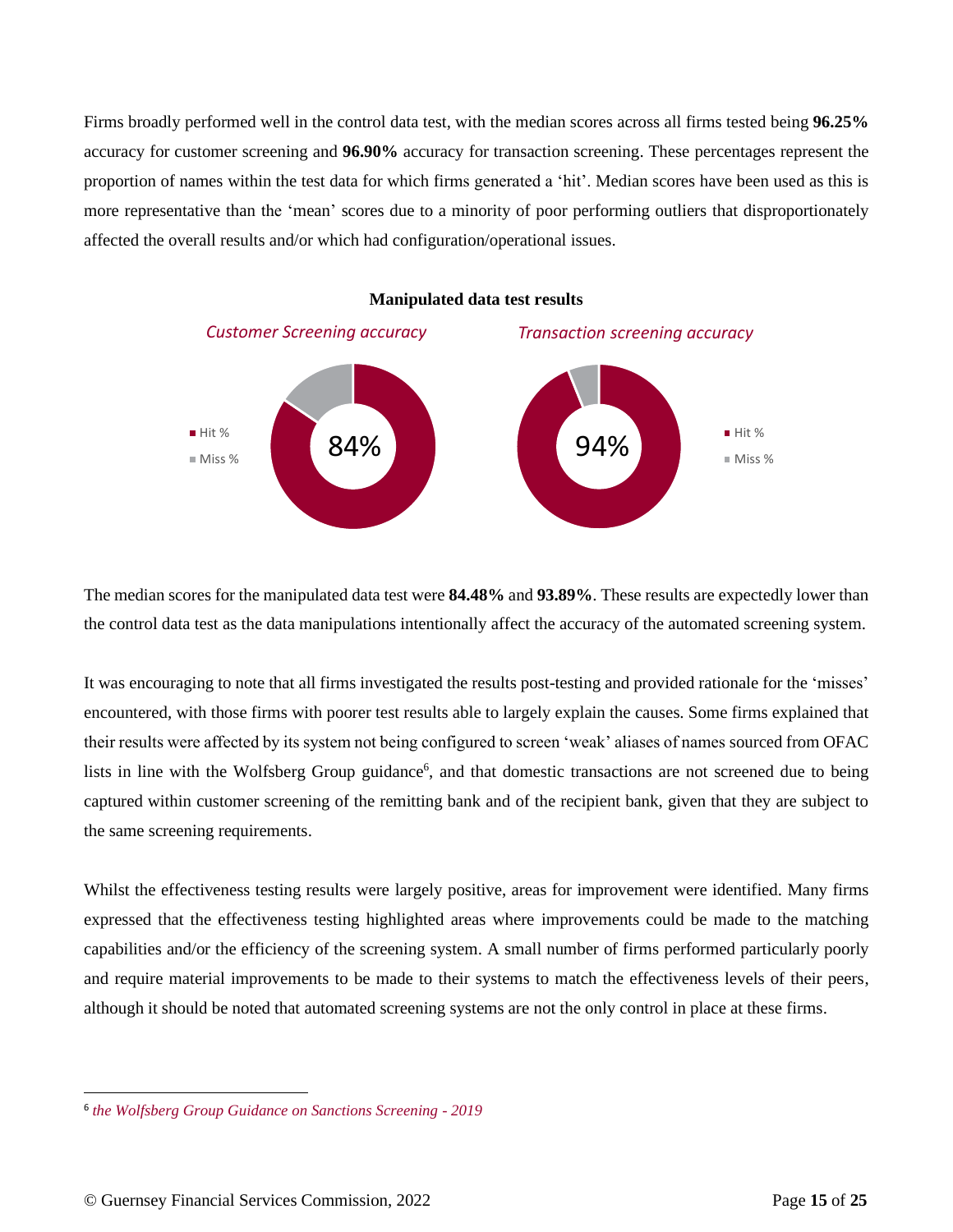Firms broadly performed well in the control data test, with the median scores across all firms tested being **96.25%** accuracy for customer screening and **96.90%** accuracy for transaction screening. These percentages represent the proportion of names within the test data for which firms generated a 'hit'. Median scores have been used as this is more representative than the 'mean' scores due to a minority of poor performing outliers that disproportionately affected the overall results and/or which had configuration/operational issues.

**Manipulated data test results**

*Customer Screening accuracy*

- Hit %
- Miss %

84%

*Transaction screening accuracy*

- Hit %
- Miss %

94%

The median scores for the manipulated data test were **84.48%** and **93.89%**. These results are expectedly lower than the control data test as the data manipulations intentionally affect the accuracy of the automated screening system.

It was encouraging to note that all firms investigated the results post-testing and provided rationale for the 'misses' encountered, with those firms with poorer test results able to largely explain the causes. Some firms explained that their results were affected by its system not being configured to screen 'weak' aliases of names sourced from OFAC lists in line with the Wolfsberg Group guidance[6], and that domestic transactions are not screened due to being captured within customer screening of the remitting bank and of the recipient bank, given that they are subject to the same screening requirements.

Whilst the effectiveness testing results were largely positive, areas for improvement were identified. Many firms expressed that the effectiveness testing highlighted areas where improvements could be made to the matching capabilities and/or the efficiency of the screening system. A small number of firms performed particularly poorly and require material improvements to be made to their systems to match the effectiveness levels of their peers, although it should be noted that automated screening systems are not the only control in place at these firms.

---

[6] *the Wolfsberg Group Guidance on Sanctions Screening - 2019*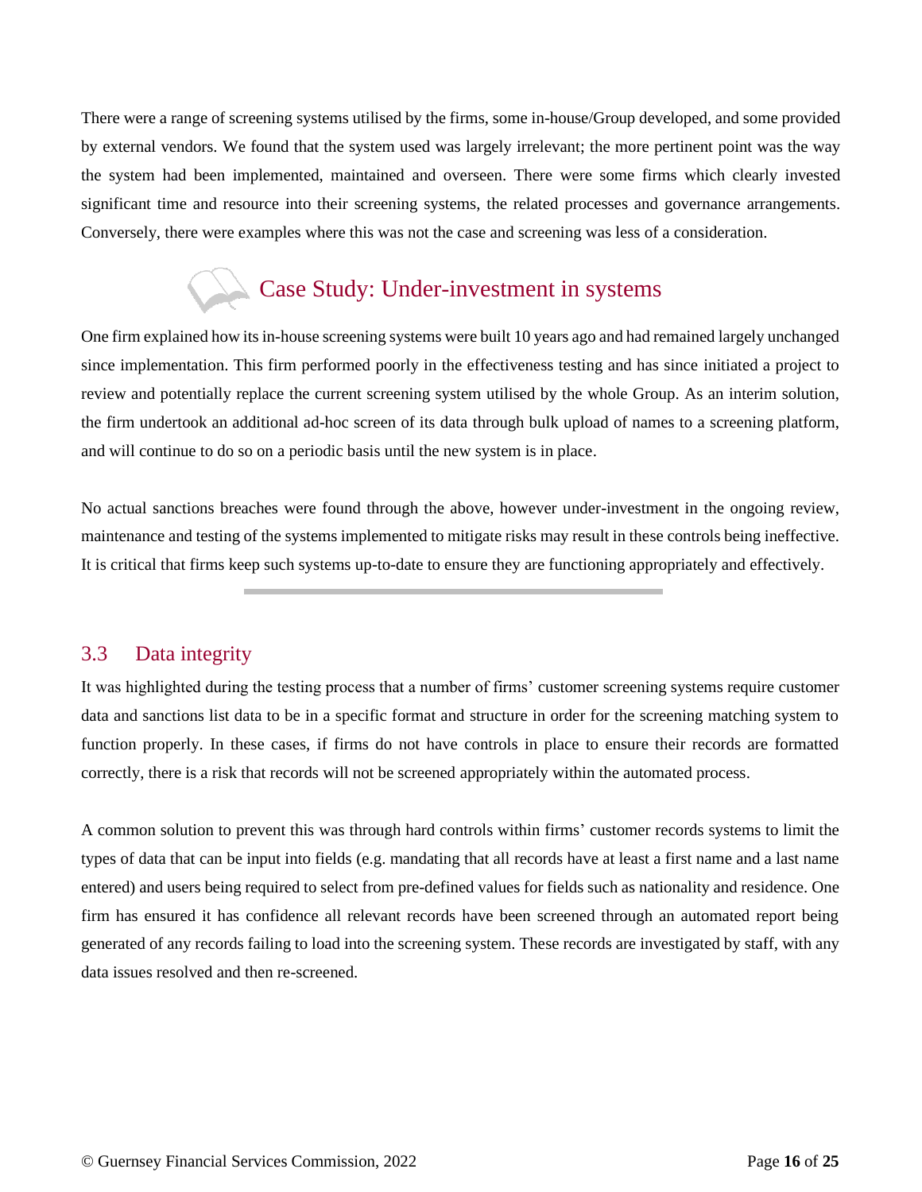There were a range of screening systems utilised by the firms, some in-house/Group developed, and some provided by external vendors. We found that the system used was largely irrelevant; the more pertinent point was the way the system had been implemented, maintained and overseen. There were some firms which clearly invested significant time and resource into their screening systems, the related processes and governance arrangements. Conversely, there were examples where this was not the case and screening was less of a consideration.

### Case Study: Under-investment in systems

One firm explained how its in-house screening systems were built 10 years ago and had remained largely unchanged since implementation. This firm performed poorly in the effectiveness testing and has since initiated a project to review and potentially replace the current screening system utilised by the whole Group. As an interim solution, the firm undertook an additional ad-hoc screen of its data through bulk upload of names to a screening platform, and will continue to do so on a periodic basis until the new system is in place.

No actual sanctions breaches were found through the above, however under-investment in the ongoing review, maintenance and testing of the systems implemented to mitigate risks may result in these controls being ineffective. It is critical that firms keep such systems up-to-date to ensure they are functioning appropriately and effectively.

---

## 3.3 Data integrity

It was highlighted during the testing process that a number of firms' customer screening systems require customer data and sanctions list data to be in a specific format and structure in order for the screening matching system to function properly. In these cases, if firms do not have controls in place to ensure their records are formatted correctly, there is a risk that records will not be screened appropriately within the automated process.

A common solution to prevent this was through hard controls within firms' customer records systems to limit the types of data that can be input into fields (e.g. mandating that all records have at least a first name and a last name entered) and users being required to select from pre-defined values for fields such as nationality and residence. One firm has ensured it has confidence all relevant records have been screened through an automated report being generated of any records failing to load into the screening system. These records are investigated by staff, with any data issues resolved and then re-screened.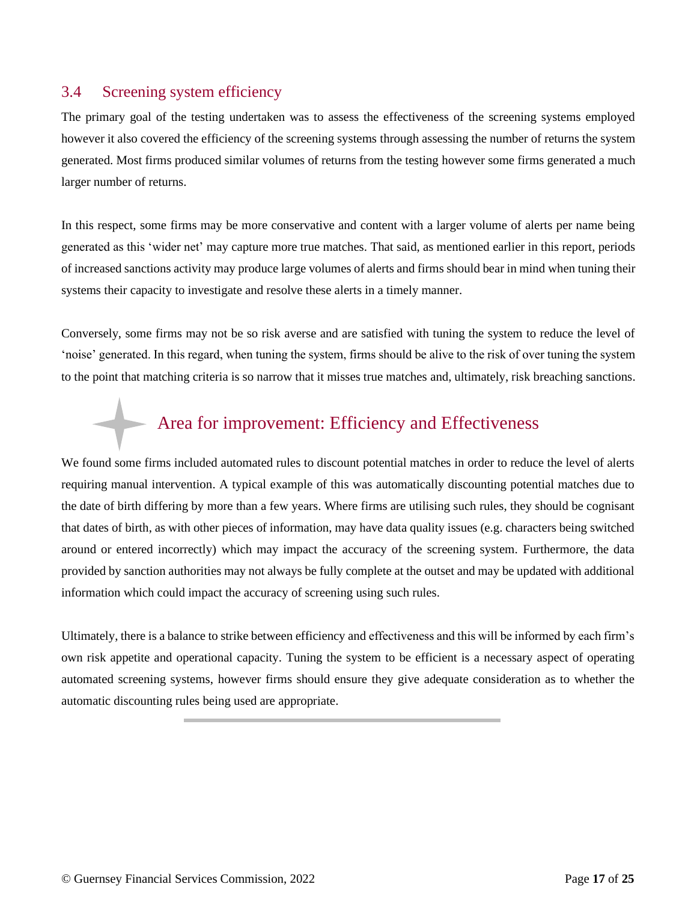## 3.4 Screening system efficiency

The primary goal of the testing undertaken was to assess the effectiveness of the screening systems employed however it also covered the efficiency of the screening systems through assessing the number of returns the system generated. Most firms produced similar volumes of returns from the testing however some firms generated a much larger number of returns.

In this respect, some firms may be more conservative and content with a larger volume of alerts per name being generated as this 'wider net' may capture more true matches. That said, as mentioned earlier in this report, periods of increased sanctions activity may produce large volumes of alerts and firms should bear in mind when tuning their systems their capacity to investigate and resolve these alerts in a timely manner.

Conversely, some firms may not be so risk averse and are satisfied with tuning the system to reduce the level of 'noise' generated. In this regard, when tuning the system, firms should be alive to the risk of over tuning the system to the point that matching criteria is so narrow that it misses true matches and, ultimately, risk breaching sanctions.

### Area for improvement: Efficiency and Effectiveness

We found some firms included automated rules to discount potential matches in order to reduce the level of alerts requiring manual intervention. A typical example of this was automatically discounting potential matches due to the date of birth differing by more than a few years. Where firms are utilising such rules, they should be cognisant that dates of birth, as with other pieces of information, may have data quality issues (e.g. characters being switched around or entered incorrectly) which may impact the accuracy of the screening system. Furthermore, the data provided by sanction authorities may not always be fully complete at the outset and may be updated with additional information which could impact the accuracy of screening using such rules.

Ultimately, there is a balance to strike between efficiency and effectiveness and this will be informed by each firm's own risk appetite and operational capacity. Tuning the system to be efficient is a necessary aspect of operating automated screening systems, however firms should ensure they give adequate consideration as to whether the automatic discounting rules being used are appropriate.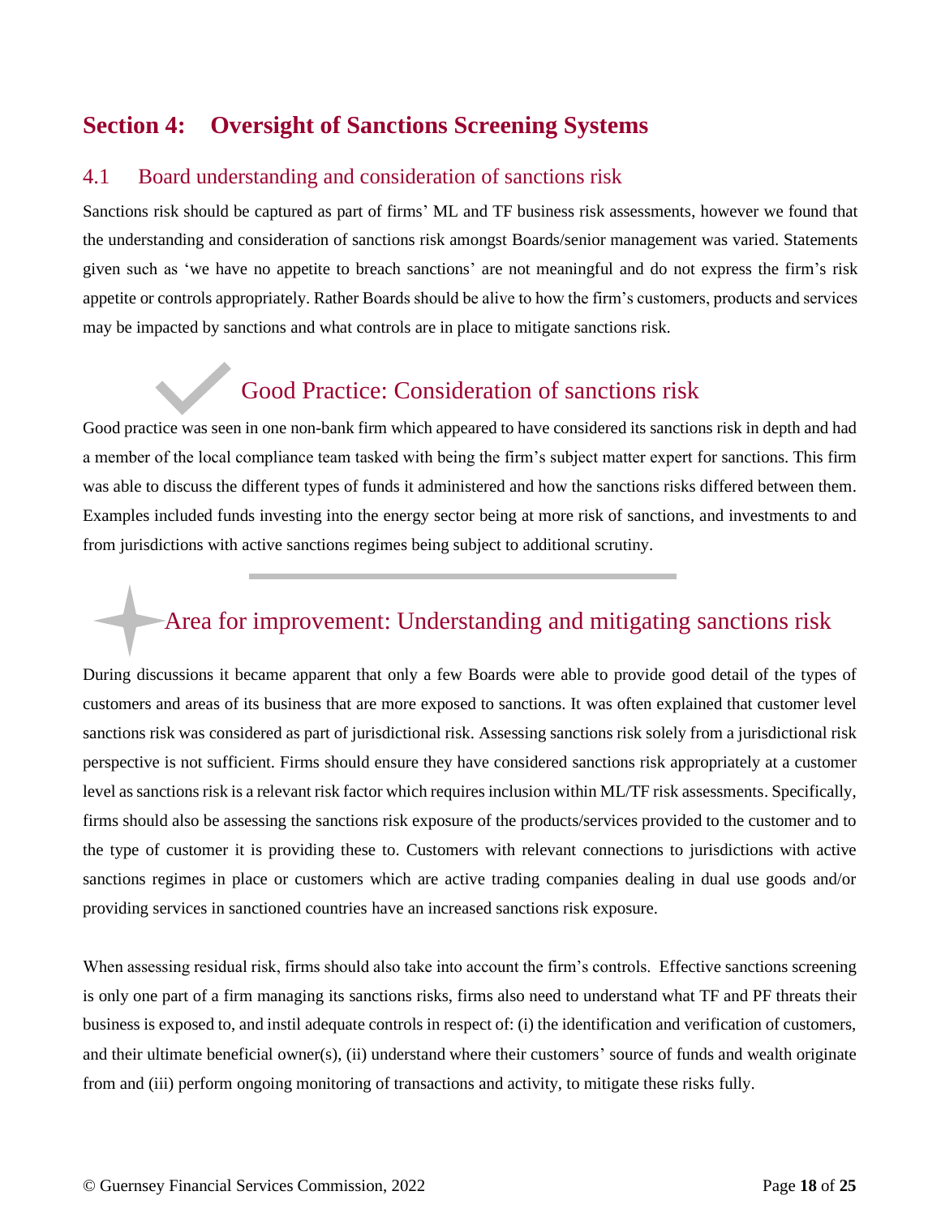# Section 4: Oversight of Sanctions Screening Systems

## 4.1 Board understanding and consideration of sanctions risk

Sanctions risk should be captured as part of firms' ML and TF business risk assessments, however we found that the understanding and consideration of sanctions risk amongst Boards/senior management was varied. Statements given such as 'we have no appetite to breach sanctions' are not meaningful and do not express the firm's risk appetite or controls appropriately. Rather Boards should be alive to how the firm's customers, products and services may be impacted by sanctions and what controls are in place to mitigate sanctions risk.

### Good Practice: Consideration of sanctions risk

Good practice was seen in one non-bank firm which appeared to have considered its sanctions risk in depth and had a member of the local compliance team tasked with being the firm's subject matter expert for sanctions. This firm was able to discuss the different types of funds it administered and how the sanctions risks differed between them. Examples included funds investing into the energy sector being at more risk of sanctions, and investments to and from jurisdictions with active sanctions regimes being subject to additional scrutiny.

### Area for improvement: Understanding and mitigating sanctions risk

During discussions it became apparent that only a few Boards were able to provide good detail of the types of customers and areas of its business that are more exposed to sanctions. It was often explained that customer level sanctions risk was considered as part of jurisdictional risk. Assessing sanctions risk solely from a jurisdictional risk perspective is not sufficient. Firms should ensure they have considered sanctions risk appropriately at a customer level as sanctions risk is a relevant risk factor which requires inclusion within ML/TF risk assessments. Specifically, firms should also be assessing the sanctions risk exposure of the products/services provided to the customer and to the type of customer it is providing these to. Customers with relevant connections to jurisdictions with active sanctions regimes in place or customers which are active trading companies dealing in dual use goods and/or providing services in sanctioned countries have an increased sanctions risk exposure.

When assessing residual risk, firms should also take into account the firm's controls. Effective sanctions screening is only one part of a firm managing its sanctions risks, firms also need to understand what TF and PF threats their business is exposed to, and instil adequate controls in respect of: (i) the identification and verification of customers, and their ultimate beneficial owner(s), (ii) understand where their customers' source of funds and wealth originate from and (iii) perform ongoing monitoring of transactions and activity, to mitigate these risks fully.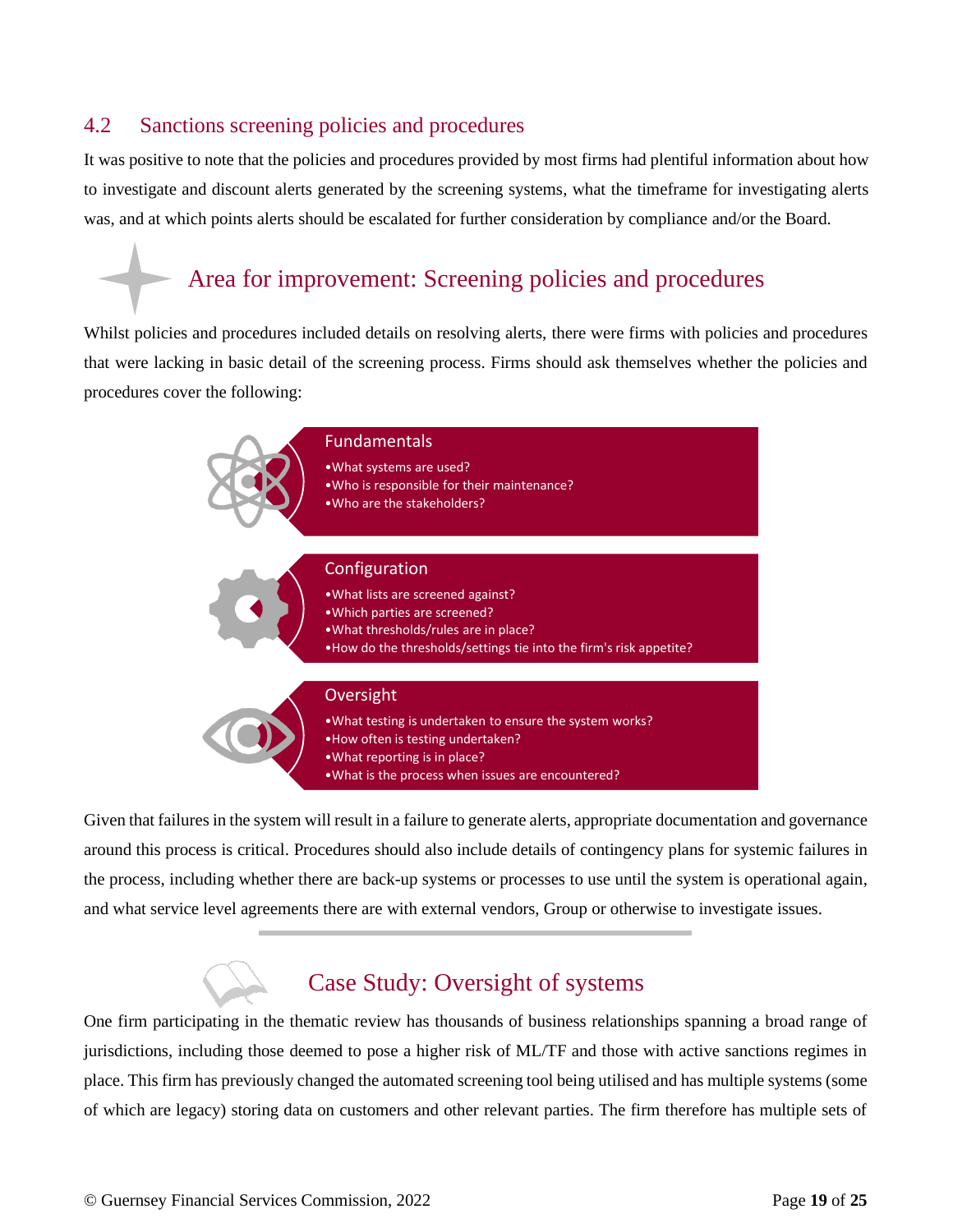## 4.2 Sanctions screening policies and procedures

It was positive to note that the policies and procedures provided by most firms had plentiful information about how to investigate and discount alerts generated by the screening systems, what the timeframe for investigating alerts was, and at which points alerts should be escalated for further consideration by compliance and/or the Board.

### Area for improvement: Screening policies and procedures

Whilst policies and procedures included details on resolving alerts, there were firms with policies and procedures that were lacking in basic detail of the screening process. Firms should ask themselves whether the policies and procedures cover the following:

**Fundamentals**

- What systems are used?
- Who is responsible for their maintenance?
- Who are the stakeholders?

**Configuration**

- What lists are screened against?
- Which parties are screened?
- What thresholds/rules are in place?
- How do the thresholds/settings tie into the firm's risk appetite?

**Oversight**

- What testing is undertaken to ensure the system works?
- How often is testing undertaken?
- What reporting is in place?
- What is the process when issues are encountered?

Given that failures in the system will result in a failure to generate alerts, appropriate documentation and governance around this process is critical. Procedures should also include details of contingency plans for systemic failures in the process, including whether there are back-up systems or processes to use until the system is operational again, and what service level agreements there are with external vendors, Group or otherwise to investigate issues.

### Case Study: Oversight of systems

One firm participating in the thematic review has thousands of business relationships spanning a broad range of jurisdictions, including those deemed to pose a higher risk of ML/TF and those with active sanctions regimes in place. This firm has previously changed the automated screening tool being utilised and has multiple systems (some of which are legacy) storing data on customers and other relevant parties. The firm therefore has multiple sets of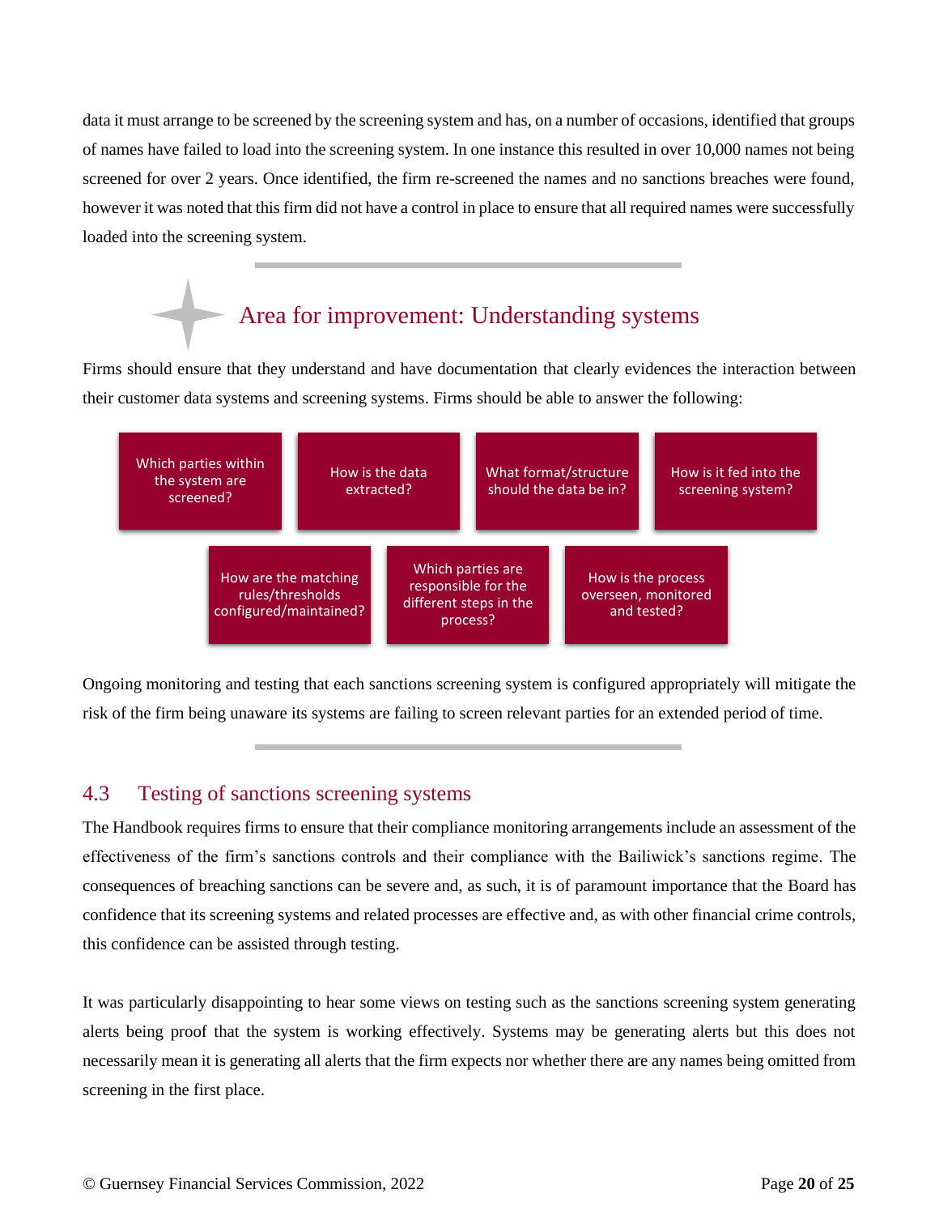data it must arrange to be screened by the screening system and has, on a number of occasions, identified that groups of names have failed to load into the screening system. In one instance this resulted in over 10,000 names not being screened for over 2 years. Once identified, the firm re-screened the names and no sanctions breaches were found, however it was noted that this firm did not have a control in place to ensure that all required names were successfully loaded into the screening system.

---

### Area for improvement: Understanding systems

Firms should ensure that they understand and have documentation that clearly evidences the interaction between their customer data systems and screening systems. Firms should be able to answer the following:

- Which parties within the system are screened?
- How is the data extracted?
- What format/structure should the data be in?
- How is it fed into the screening system?
- How are the matching rules/thresholds configured/maintained?
- Which parties are responsible for the different steps in the process?
- How is the process overseen, monitored and tested?

Ongoing monitoring and testing that each sanctions screening system is configured appropriately will mitigate the risk of the firm being unaware its systems are failing to screen relevant parties for an extended period of time.

---

## 4.3 Testing of sanctions screening systems

The Handbook requires firms to ensure that their compliance monitoring arrangements include an assessment of the effectiveness of the firm's sanctions controls and their compliance with the Bailiwick's sanctions regime. The consequences of breaching sanctions can be severe and, as such, it is of paramount importance that the Board has confidence that its screening systems and related processes are effective and, as with other financial crime controls, this confidence can be assisted through testing.

It was particularly disappointing to hear some views on testing such as the sanctions screening system generating alerts being proof that the system is working effectively. Systems may be generating alerts but this does not necessarily mean it is generating all alerts that the firm expects nor whether there are any names being omitted from screening in the first place.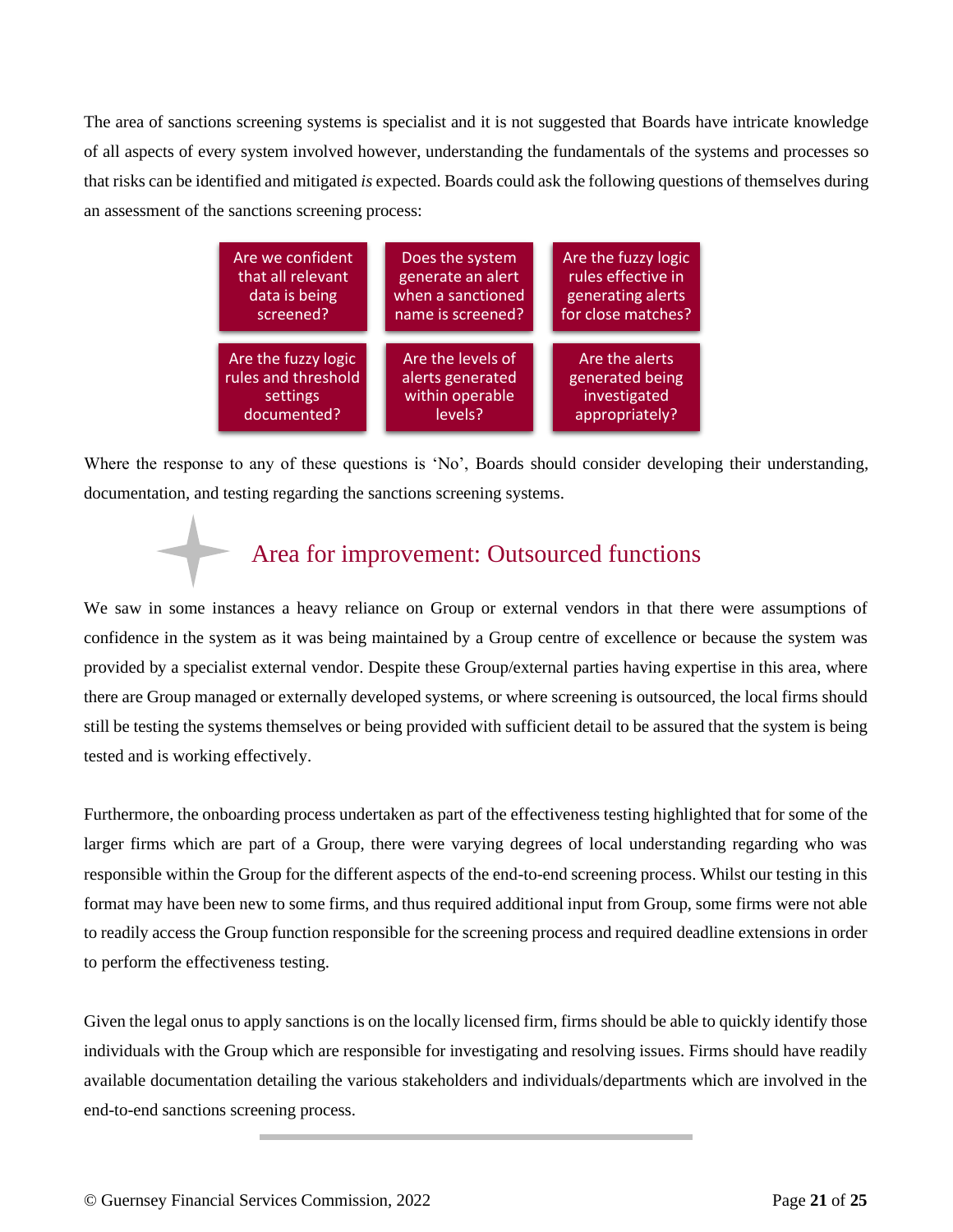The area of sanctions screening systems is specialist and it is not suggested that Boards have intricate knowledge of all aspects of every system involved however, understanding the fundamentals of the systems and processes so that risks can be identified and mitigated *is* expected. Boards could ask the following questions of themselves during an assessment of the sanctions screening process:

- Are we confident that all relevant data is being screened?
- Does the system generate an alert when a sanctioned name is screened?
- Are the fuzzy logic rules effective in generating alerts for close matches?
- Are the fuzzy logic rules and threshold settings documented?
- Are the levels of alerts generated within operable levels?
- Are the alerts generated being investigated appropriately?

Where the response to any of these questions is 'No', Boards should consider developing their understanding, documentation, and testing regarding the sanctions screening systems.

## Area for improvement: Outsourced functions

We saw in some instances a heavy reliance on Group or external vendors in that there were assumptions of confidence in the system as it was being maintained by a Group centre of excellence or because the system was provided by a specialist external vendor. Despite these Group/external parties having expertise in this area, where there are Group managed or externally developed systems, or where screening is outsourced, the local firms should still be testing the systems themselves or being provided with sufficient detail to be assured that the system is being tested and is working effectively.

Furthermore, the onboarding process undertaken as part of the effectiveness testing highlighted that for some of the larger firms which are part of a Group, there were varying degrees of local understanding regarding who was responsible within the Group for the different aspects of the end-to-end screening process. Whilst our testing in this format may have been new to some firms, and thus required additional input from Group, some firms were not able to readily access the Group function responsible for the screening process and required deadline extensions in order to perform the effectiveness testing.

Given the legal onus to apply sanctions is on the locally licensed firm, firms should be able to quickly identify those individuals with the Group which are responsible for investigating and resolving issues. Firms should have readily available documentation detailing the various stakeholders and individuals/departments which are involved in the end-to-end sanctions screening process.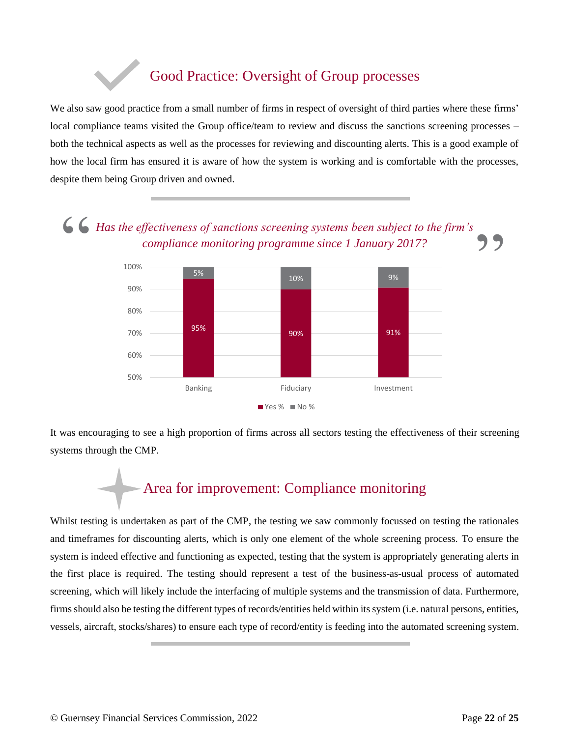## Good Practice: Oversight of Group processes

We also saw good practice from a small number of firms in respect of oversight of third parties where these firms' local compliance teams visited the Group office/team to review and discuss the sanctions screening processes – both the technical aspects as well as the processes for reviewing and discounting alerts. This is a good example of how the local firm has ensured it is aware of how the system is working and is comfortable with the processes, despite them being Group driven and owned.

*"Has the effectiveness of sanctions screening systems been subject to the firm's compliance monitoring programme since 1 January 2017?"*

| | Yes % | No % |
|---|---|---|
| Banking | 95% | 5% |
| Fiduciary | 90% | 10% |
| Investment | 91% | 9% |

It was encouraging to see a high proportion of firms across all sectors testing the effectiveness of their screening systems through the CMP.

## Area for improvement: Compliance monitoring

Whilst testing is undertaken as part of the CMP, the testing we saw commonly focussed on testing the rationales and timeframes for discounting alerts, which is only one element of the whole screening process. To ensure the system is indeed effective and functioning as expected, testing that the system is appropriately generating alerts in the first place is required. The testing should represent a test of the business-as-usual process of automated screening, which will likely include the interfacing of multiple systems and the transmission of data. Furthermore, firms should also be testing the different types of records/entities held within its system (i.e. natural persons, entities, vessels, aircraft, stocks/shares) to ensure each type of record/entity is feeding into the automated screening system.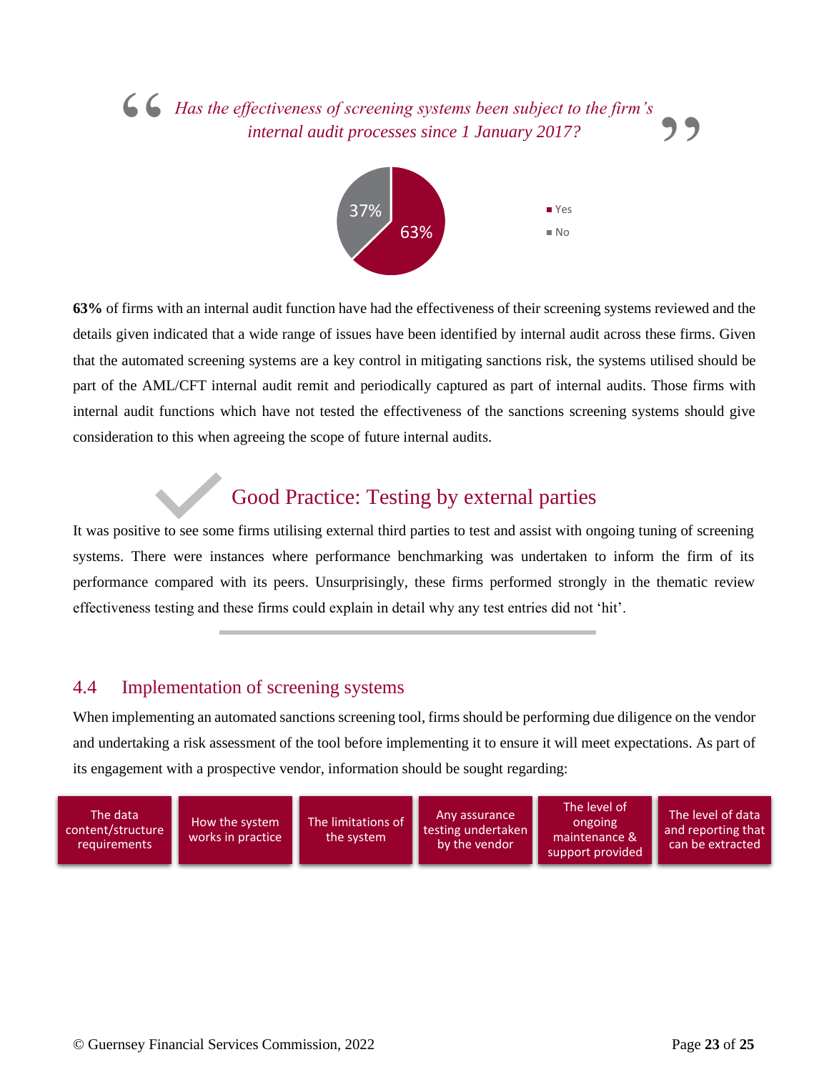> *Has the effectiveness of screening systems been subject to the firm's internal audit processes since 1 January 2017?*

- Yes: 63%
- No: 37%

**63%** of firms with an internal audit function have had the effectiveness of their screening systems reviewed and the details given indicated that a wide range of issues have been identified by internal audit across these firms. Given that the automated screening systems are a key control in mitigating sanctions risk, the systems utilised should be part of the AML/CFT internal audit remit and periodically captured as part of internal audits. Those firms with internal audit functions which have not tested the effectiveness of the sanctions screening systems should give consideration to this when agreeing the scope of future internal audits.

### Good Practice: Testing by external parties

It was positive to see some firms utilising external third parties to test and assist with ongoing tuning of screening systems. There were instances where performance benchmarking was undertaken to inform the firm of its performance compared with its peers. Unsurprisingly, these firms performed strongly in the thematic review effectiveness testing and these firms could explain in detail why any test entries did not 'hit'.

## 4.4 Implementation of screening systems

When implementing an automated sanctions screening tool, firms should be performing due diligence on the vendor and undertaking a risk assessment of the tool before implementing it to ensure it will meet expectations. As part of its engagement with a prospective vendor, information should be sought regarding:

- The data content/structure requirements
- How the system works in practice
- The limitations of the system
- Any assurance testing undertaken by the vendor
- The level of ongoing maintenance & support provided
- The level of data and reporting that can be extracted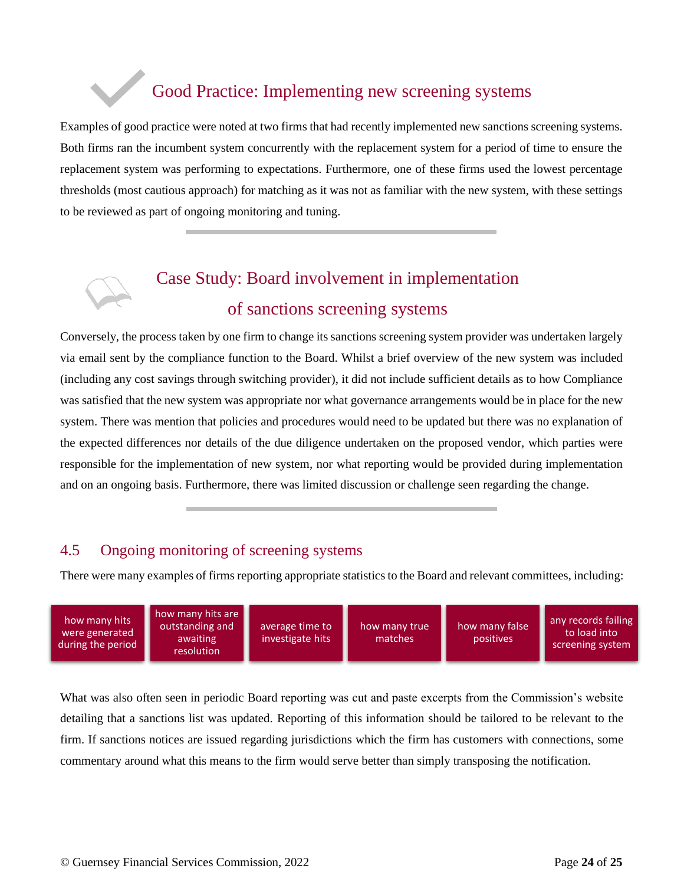## Good Practice: Implementing new screening systems

Examples of good practice were noted at two firms that had recently implemented new sanctions screening systems. Both firms ran the incumbent system concurrently with the replacement system for a period of time to ensure the replacement system was performing to expectations. Furthermore, one of these firms used the lowest percentage thresholds (most cautious approach) for matching as it was not as familiar with the new system, with these settings to be reviewed as part of ongoing monitoring and tuning.

---

## Case Study: Board involvement in implementation of sanctions screening systems

Conversely, the process taken by one firm to change its sanctions screening system provider was undertaken largely via email sent by the compliance function to the Board. Whilst a brief overview of the new system was included (including any cost savings through switching provider), it did not include sufficient details as to how Compliance was satisfied that the new system was appropriate nor what governance arrangements would be in place for the new system. There was mention that policies and procedures would need to be updated but there was no explanation of the expected differences nor details of the due diligence undertaken on the proposed vendor, which parties were responsible for the implementation of new system, nor what reporting would be provided during implementation and on an ongoing basis. Furthermore, there was limited discussion or challenge seen regarding the change.

---

## 4.5 Ongoing monitoring of screening systems

There were many examples of firms reporting appropriate statistics to the Board and relevant committees, including:

- how many hits were generated during the period
- how many hits are outstanding and awaiting resolution
- average time to investigate hits
- how many true matches
- how many false positives
- any records failing to load into screening system

What was also often seen in periodic Board reporting was cut and paste excerpts from the Commission's website detailing that a sanctions list was updated. Reporting of this information should be tailored to be relevant to the firm. If sanctions notices are issued regarding jurisdictions which the firm has customers with connections, some commentary around what this means to the firm would serve better than simply transposing the notification.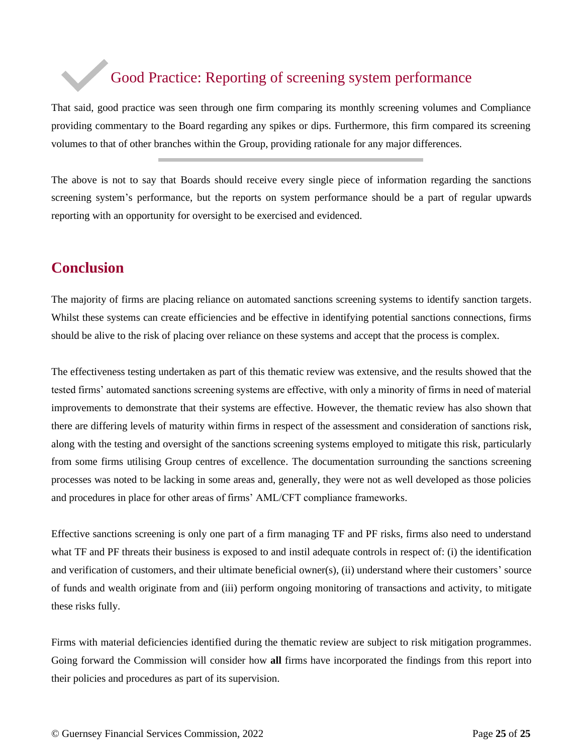## Good Practice: Reporting of screening system performance

That said, good practice was seen through one firm comparing its monthly screening volumes and Compliance providing commentary to the Board regarding any spikes or dips. Furthermore, this firm compared its screening volumes to that of other branches within the Group, providing rationale for any major differences.

---

The above is not to say that Boards should receive every single piece of information regarding the sanctions screening system's performance, but the reports on system performance should be a part of regular upwards reporting with an opportunity for oversight to be exercised and evidenced.

## Conclusion

The majority of firms are placing reliance on automated sanctions screening systems to identify sanction targets. Whilst these systems can create efficiencies and be effective in identifying potential sanctions connections, firms should be alive to the risk of placing over reliance on these systems and accept that the process is complex.

The effectiveness testing undertaken as part of this thematic review was extensive, and the results showed that the tested firms' automated sanctions screening systems are effective, with only a minority of firms in need of material improvements to demonstrate that their systems are effective. However, the thematic review has also shown that there are differing levels of maturity within firms in respect of the assessment and consideration of sanctions risk, along with the testing and oversight of the sanctions screening systems employed to mitigate this risk, particularly from some firms utilising Group centres of excellence. The documentation surrounding the sanctions screening processes was noted to be lacking in some areas and, generally, they were not as well developed as those policies and procedures in place for other areas of firms' AML/CFT compliance frameworks.

Effective sanctions screening is only one part of a firm managing TF and PF risks, firms also need to understand what TF and PF threats their business is exposed to and instil adequate controls in respect of: (i) the identification and verification of customers, and their ultimate beneficial owner(s), (ii) understand where their customers' source of funds and wealth originate from and (iii) perform ongoing monitoring of transactions and activity, to mitigate these risks fully.

Firms with material deficiencies identified during the thematic review are subject to risk mitigation programmes. Going forward the Commission will consider how **all** firms have incorporated the findings from this report into their policies and procedures as part of its supervision.

© Guernsey Financial Services Commission, 2022